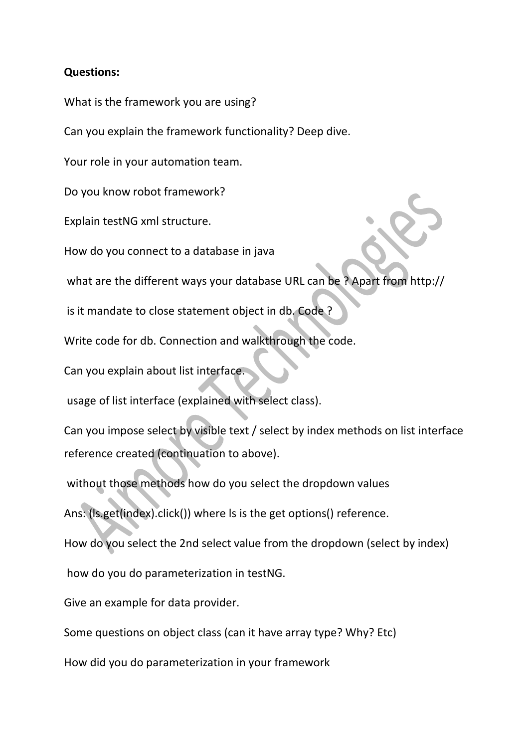**Questions:**

What is the framework you are using?

Can you explain the framework functionality? Deep dive.

Your role in your automation team.

Do you know robot framework?

Explain testNG xml structure.

How do you connect to a database in java

what are the different ways your database URL can be ? Apart from http://

is it mandate to close statement object in db. Code ?

Write code for db. Connection and walkthrough the code.

Can you explain about list interface.

usage of list interface (explained with select class).

Can you impose select by visible text / select by index methods on list interface reference created (continuation to above).

without those methods how do you select the dropdown values

Ans: (ls.get(index).click()) where ls is the get options() reference.

How do you select the 2nd select value from the dropdown (select by index)

how do you do parameterization in testNG.

Give an example for data provider.

Some questions on object class (can it have array type? Why? Etc)

How did you do parameterization in your framework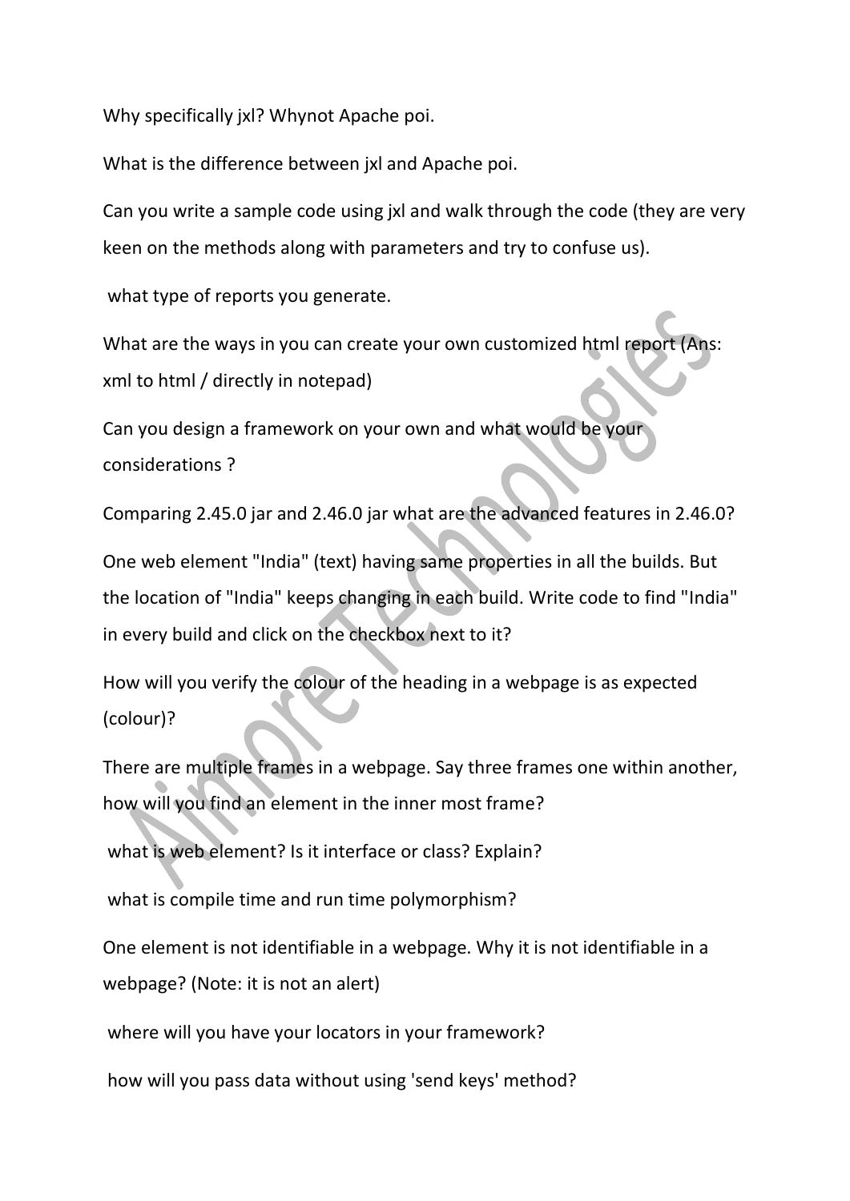Why specifically jxl? Whynot Apache poi.

What is the difference between jxl and Apache poi.

Can you write a sample code using jxl and walk through the code (they are very keen on the methods along with parameters and try to confuse us).

what type of reports you generate.

What are the ways in you can create your own customized html report (Ans: xml to html / directly in notepad)

Can you design a framework on your own and what would be your considerations ?

Comparing 2.45.0 jar and 2.46.0 jar what are the advanced features in 2.46.0?

One web element "India" (text) having same properties in all the builds. But the location of "India" keeps changing in each build. Write code to find "India" in every build and click on the checkbox next to it?

How will you verify the colour of the heading in a webpage is as expected (colour)?

There are multiple frames in a webpage. Say three frames one within another, how will you find an element in the inner most frame?

what is web element? Is it interface or class? Explain?

what is compile time and run time polymorphism?

One element is not identifiable in a webpage. Why it is not identifiable in a webpage? (Note: it is not an alert)

where will you have your locators in your framework?

how will you pass data without using 'send keys' method?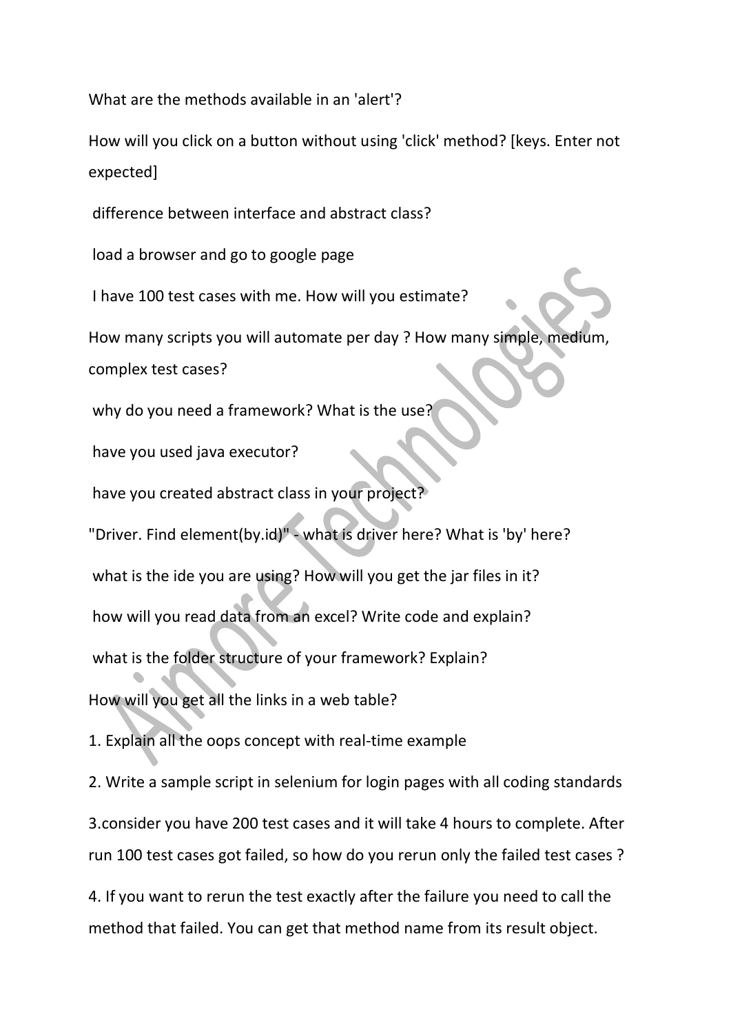What are the methods available in an 'alert'?

How will you click on a button without using 'click' method? [keys. Enter not expected]

difference between interface and abstract class?

load a browser and go to google page

I have 100 test cases with me. How will you estimate?

How many scripts you will automate per day ? How many simple, medium, complex test cases?

why do you need a framework? What is the use?

have you used java executor?

have you created abstract class in your project?

"Driver. Find element(by.id)" - what is driver here? What is 'by' here?

what is the ide you are using? How will you get the jar files in it?

how will you read data from an excel? Write code and explain?

what is the folder structure of your framework? Explain?

How will you get all the links in a web table?

1. Explain all the oops concept with real-time example

2. Write a sample script in selenium for login pages with all coding standards

3.consider you have 200 test cases and it will take 4 hours to complete. After run 100 test cases got failed, so how do you rerun only the failed test cases ?

4. If you want to rerun the test exactly after the failure you need to call the method that failed. You can get that method name from its result object.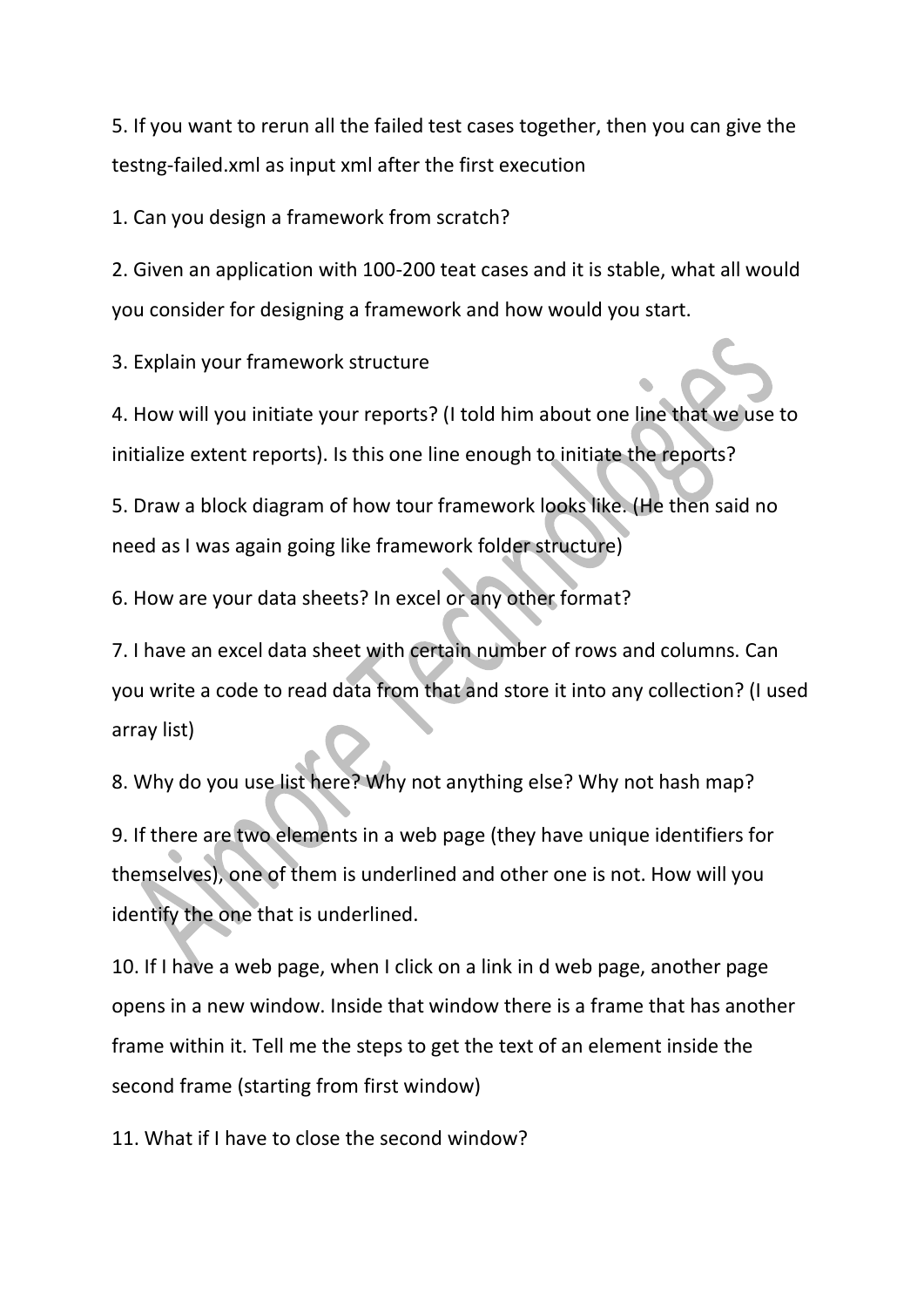5. If you want to rerun all the failed test cases together, then you can give the testng-failed.xml as input xml after the first execution

1. Can you design a framework from scratch?

2. Given an application with 100-200 teat cases and it is stable, what all would you consider for designing a framework and how would you start.

3. Explain your framework structure

4. How will you initiate your reports? (I told him about one line that we use to initialize extent reports). Is this one line enough to initiate the reports?

5. Draw a block diagram of how tour framework looks like. (He then said no need as I was again going like framework folder structure)

6. How are your data sheets? In excel or any other format?

7. I have an excel data sheet with certain number of rows and columns. Can you write a code to read data from that and store it into any collection? (I used array list)

8. Why do you use list here? Why not anything else? Why not hash map?

9. If there are two elements in a web page (they have unique identifiers for themselves), one of them is underlined and other one is not. How will you identify the one that is underlined.

10. If I have a web page, when I click on a link in d web page, another page opens in a new window. Inside that window there is a frame that has another frame within it. Tell me the steps to get the text of an element inside the second frame (starting from first window)

11. What if I have to close the second window?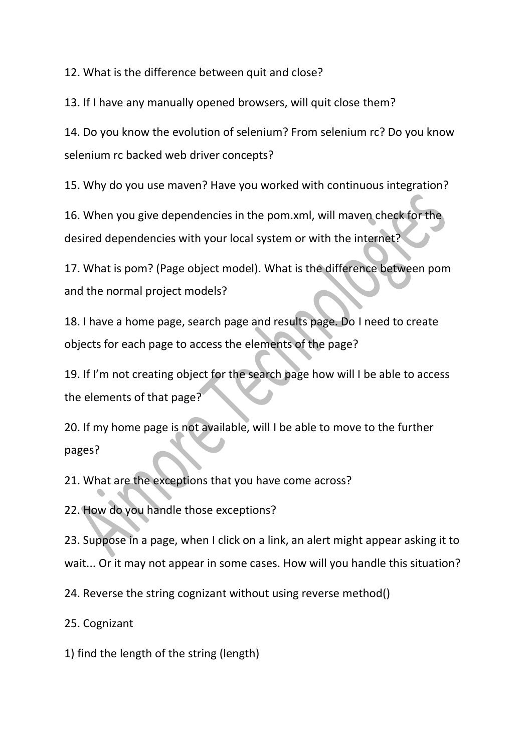12. What is the difference between quit and close?

13. If I have any manually opened browsers, will quit close them?

14. Do you know the evolution of selenium? From selenium rc? Do you know selenium rc backed web driver concepts?

15. Why do you use maven? Have you worked with continuous integration?

16. When you give dependencies in the pom.xml, will maven check for the desired dependencies with your local system or with the internet?

17. What is pom? (Page object model). What is the difference between pom and the normal project models?

18. I have a home page, search page and results page. Do I need to create objects for each page to access the elements of the page?

19. If I'm not creating object for the search page how will I be able to access the elements of that page?

20. If my home page is not available, will I be able to move to the further pages?

21. What are the exceptions that you have come across?

22. How do you handle those exceptions?

23. Suppose in a page, when I click on a link, an alert might appear asking it to wait... Or it may not appear in some cases. How will you handle this situation?

24. Reverse the string cognizant without using reverse method()

25. Cognizant

1) find the length of the string (length)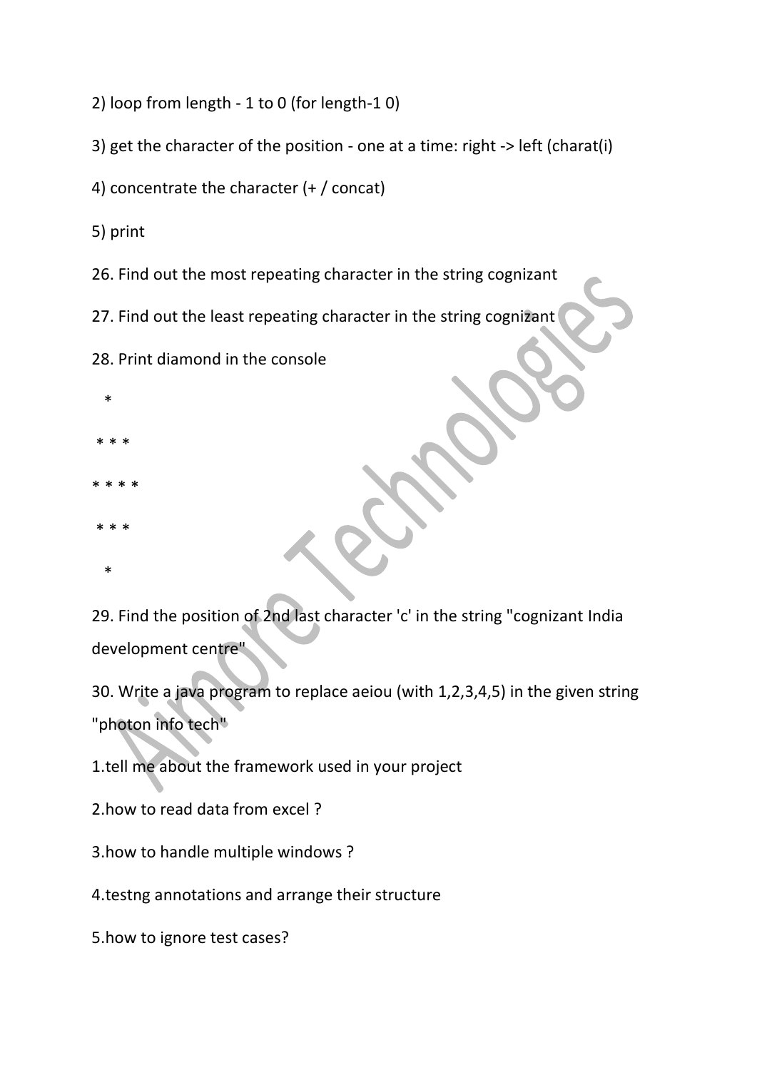2) loop from length - 1 to 0 (for length-1 0)

3) get the character of the position - one at a time: right -> left (charat(i)

4) concentrate the character (+ / concat)

5) print

26. Find out the most repeating character in the string cognizant

27. Find out the least repeating character in the string cognizant

28. Print diamond in the console

```
  *
 * * *
* * * *
 * * *
  *
```

29. Find the position of 2nd last character 'c' in the string "cognizant India development centre"

30. Write a java program to replace aeiou (with 1,2,3,4,5) in the given string "photon info tech"

1.tell me about the framework used in your project

2.how to read data from excel ?

3.how to handle multiple windows ?

4.testng annotations and arrange their structure

5.how to ignore test cases?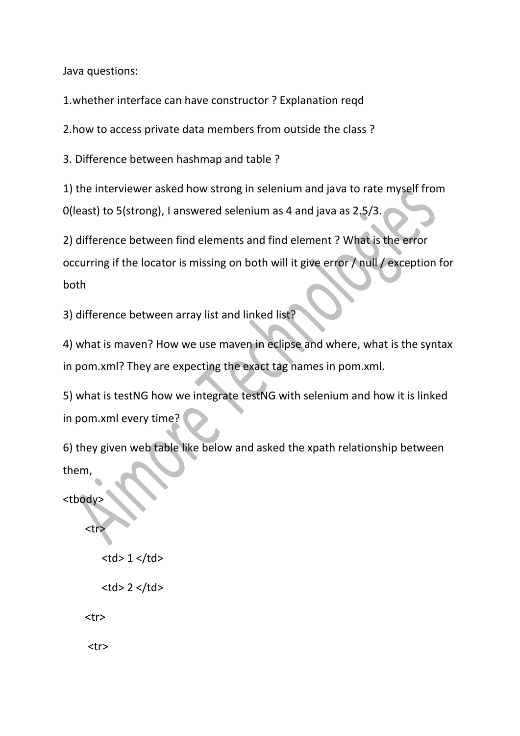Java questions:

1.whether interface can have constructor ? Explanation reqd

2.how to access private data members from outside the class ?

3. Difference between hashmap and table ?

1) the interviewer asked how strong in selenium and java to rate myself from 0(least) to 5(strong), I answered selenium as 4 and java as 2.5/3.

2) difference between find elements and find element ? What is the error occurring if the locator is missing on both will it give error / null / exception for both

3) difference between array list and linked list?

4) what is maven? How we use maven in eclipse and where, what is the syntax in pom.xml? They are expecting the exact tag names in pom.xml.

5) what is testNG how we integrate testNG with selenium and how it is linked in pom.xml every time?

6) they given web table like below and asked the xpath relationship between them,

```
<tbody>
    <tr>
        <td> 1 </td>
        <td> 2 </td>
    <tr>
     <tr>
```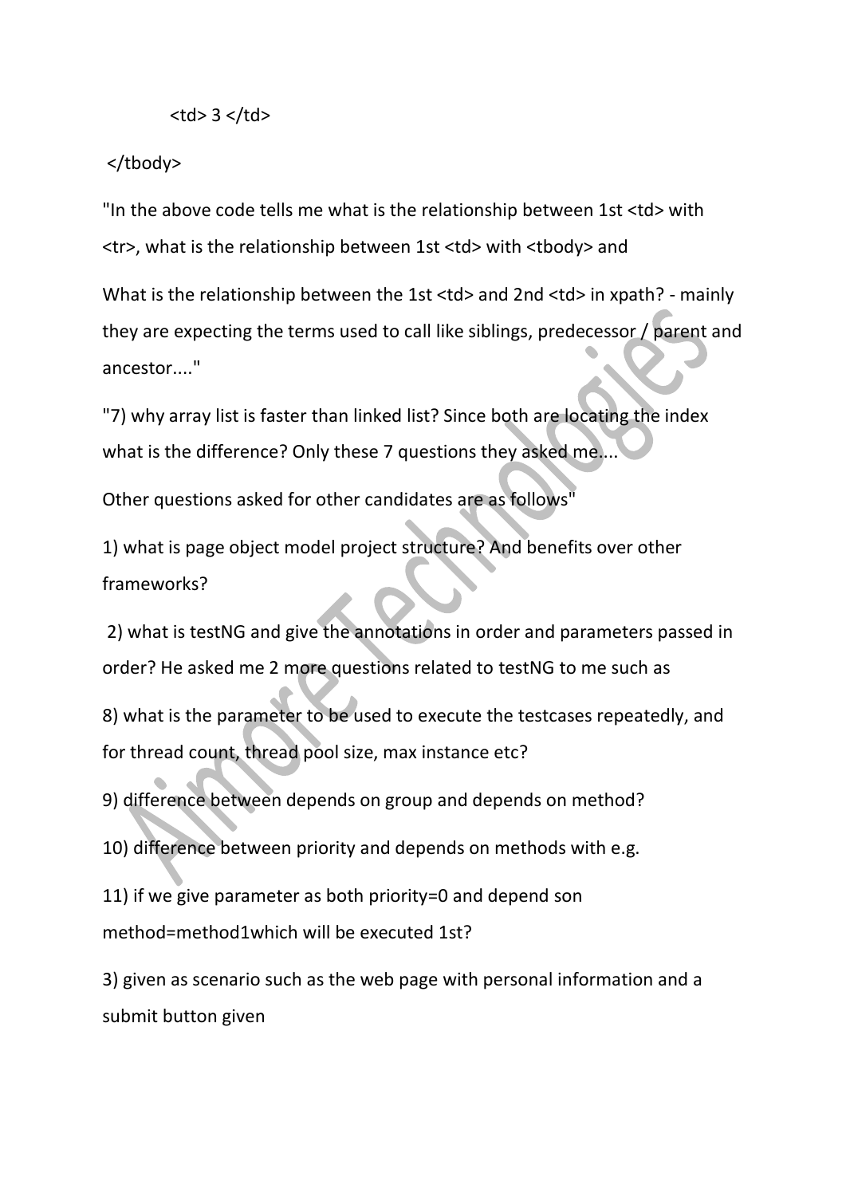```
        <td> 3 </td>

 </tbody>
```

"In the above code tells me what is the relationship between 1st <td> with <tr>, what is the relationship between 1st <td> with <tbody> and

What is the relationship between the 1st <td> and 2nd <td> in xpath? - mainly they are expecting the terms used to call like siblings, predecessor / parent and ancestor...."

"7) why array list is faster than linked list? Since both are locating the index what is the difference? Only these 7 questions they asked me....

Other questions asked for other candidates are as follows"

1) what is page object model project structure? And benefits over other frameworks?

2) what is testNG and give the annotations in order and parameters passed in order? He asked me 2 more questions related to testNG to me such as

8) what is the parameter to be used to execute the testcases repeatedly, and for thread count, thread pool size, max instance etc?

9) difference between depends on group and depends on method?

10) difference between priority and depends on methods with e.g.

11) if we give parameter as both priority=0 and depend son method=method1which will be executed 1st?

3) given as scenario such as the web page with personal information and a submit button given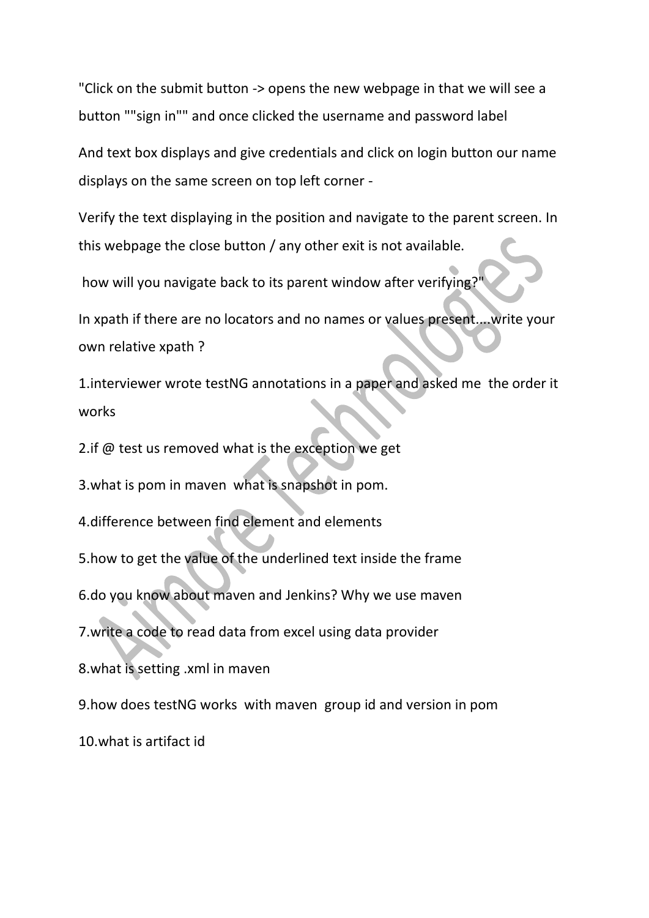"Click on the submit button -> opens the new webpage in that we will see a button ""sign in"" and once clicked the username and password label

And text box displays and give credentials and click on login button our name displays on the same screen on top left corner -

Verify the text displaying in the position and navigate to the parent screen. In this webpage the close button / any other exit is not available.

how will you navigate back to its parent window after verifying?"

In xpath if there are no locators and no names or values present....write your own relative xpath ?

1.interviewer wrote testNG annotations in a paper and asked me the order it works

2.if @ test us removed what is the exception we get

3.what is pom in maven what is snapshot in pom.

4.difference between find element and elements

5.how to get the value of the underlined text inside the frame

6.do you know about maven and Jenkins? Why we use maven

7.write a code to read data from excel using data provider

8.what is setting .xml in maven

9.how does testNG works with maven group id and version in pom

10.what is artifact id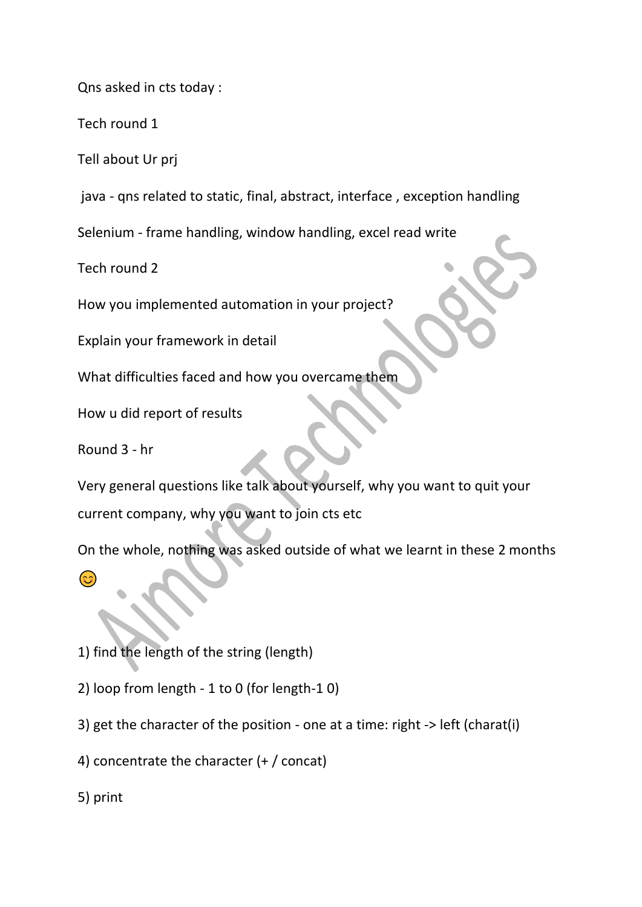Qns asked in cts today :

Tech round 1

Tell about Ur prj

java - qns related to static, final, abstract, interface , exception handling

Selenium - frame handling, window handling, excel read write

Tech round 2

How you implemented automation in your project?

Explain your framework in detail

What difficulties faced and how you overcame them

How u did report of results

Round 3 - hr

Very general questions like talk about yourself, why you want to quit your current company, why you want to join cts etc

On the whole, nothing was asked outside of what we learnt in these 2 months 😊

1) find the length of the string (length)

2) loop from length - 1 to 0 (for length-1 0)

3) get the character of the position - one at a time: right -> left (charat(i)

4) concentrate the character (+ / concat)

5) print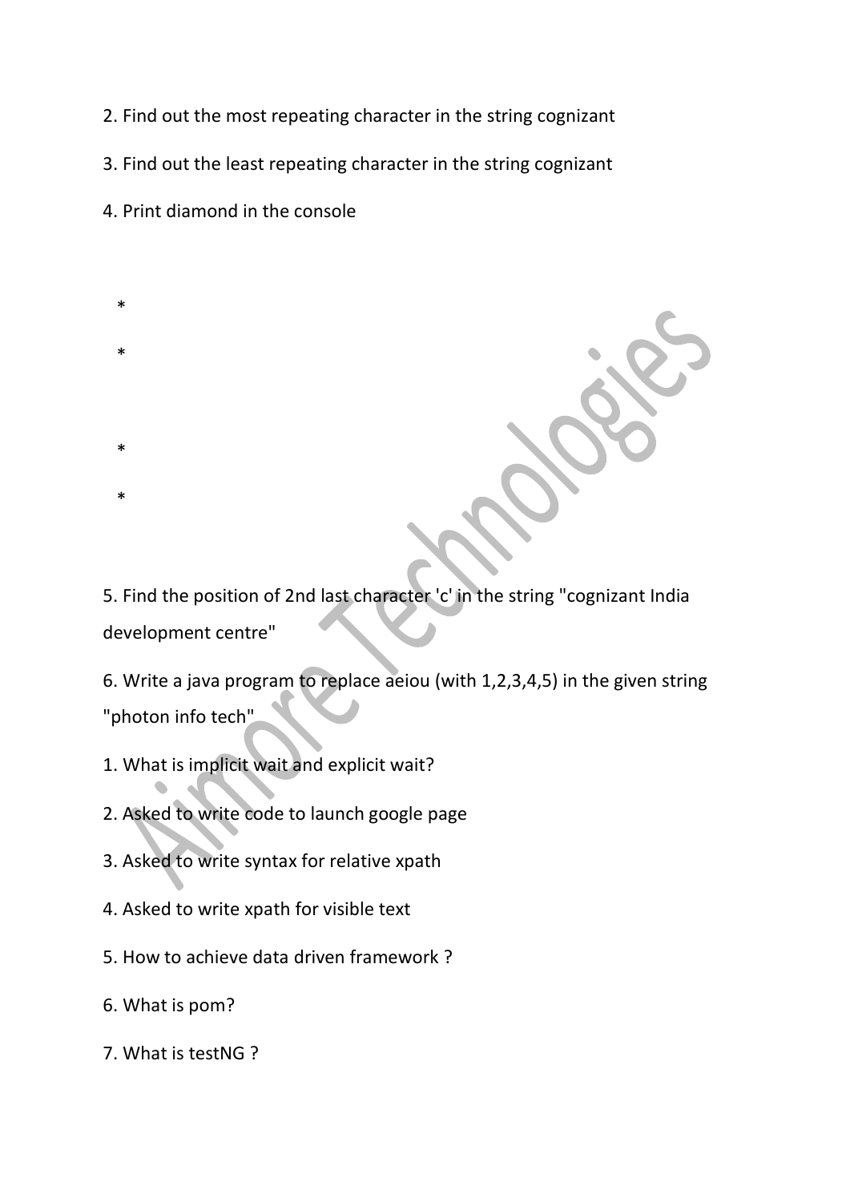2. Find out the most repeating character in the string cognizant

3. Find out the least repeating character in the string cognizant

4. Print diamond in the console

```
*
*

*
*
```

5. Find the position of 2nd last character 'c' in the string "cognizant India development centre"

6. Write a java program to replace aeiou (with 1,2,3,4,5) in the given string "photon info tech"

1. What is implicit wait and explicit wait?

2. Asked to write code to launch google page

3. Asked to write syntax for relative xpath

4. Asked to write xpath for visible text

5. How to achieve data driven framework ?

6. What is pom?

7. What is testNG ?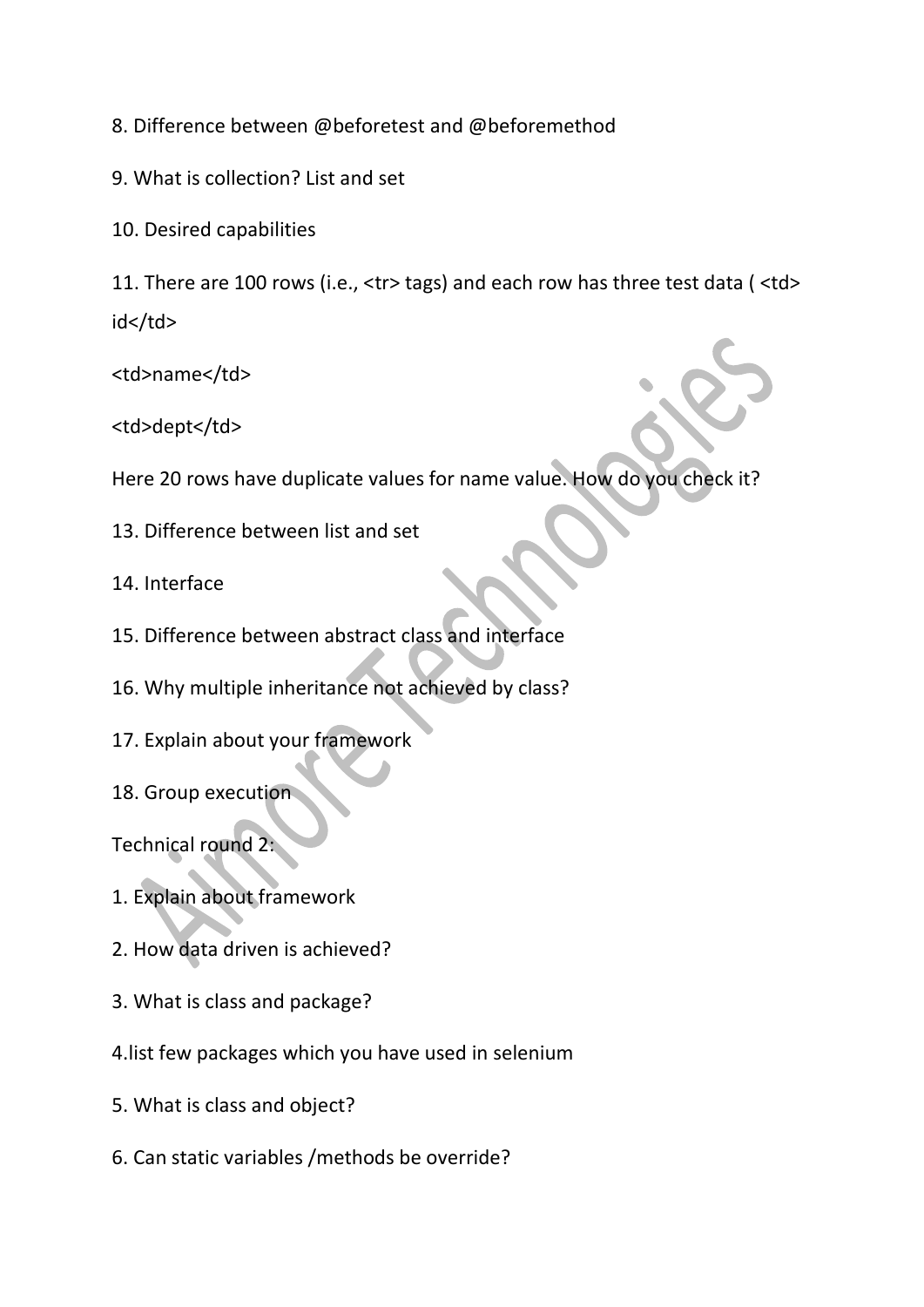8. Difference between @beforetest and @beforemethod

9. What is collection? List and set

10. Desired capabilities

11. There are 100 rows (i.e., <tr> tags) and each row has three test data ( <td> id</td>

<td>name</td>

<td>dept</td>

Here 20 rows have duplicate values for name value. How do you check it?

13. Difference between list and set

14. Interface

15. Difference between abstract class and interface

16. Why multiple inheritance not achieved by class?

17. Explain about your framework

18. Group execution

Technical round 2:

1. Explain about framework

2. How data driven is achieved?

3. What is class and package?

4.list few packages which you have used in selenium

5. What is class and object?

6. Can static variables /methods be override?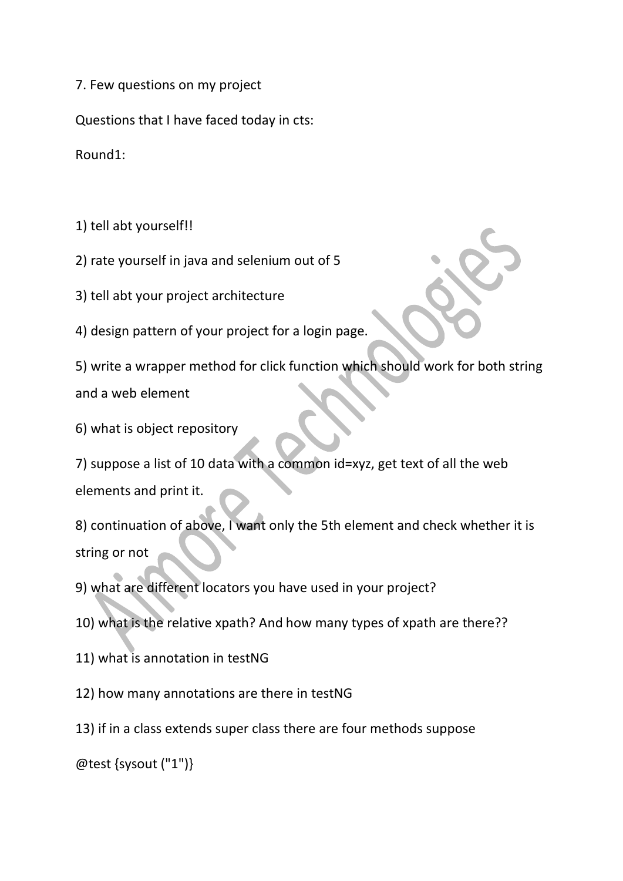7. Few questions on my project

Questions that I have faced today in cts:

Round1:

1) tell abt yourself!!

2) rate yourself in java and selenium out of 5

3) tell abt your project architecture

4) design pattern of your project for a login page.

5) write a wrapper method for click function which should work for both string and a web element

6) what is object repository

7) suppose a list of 10 data with a common id=xyz, get text of all the web elements and print it.

8) continuation of above, I want only the 5th element and check whether it is string or not

9) what are different locators you have used in your project?

10) what is the relative xpath? And how many types of xpath are there??

11) what is annotation in testNG

12) how many annotations are there in testNG

13) if in a class extends super class there are four methods suppose

@test {sysout ("1")}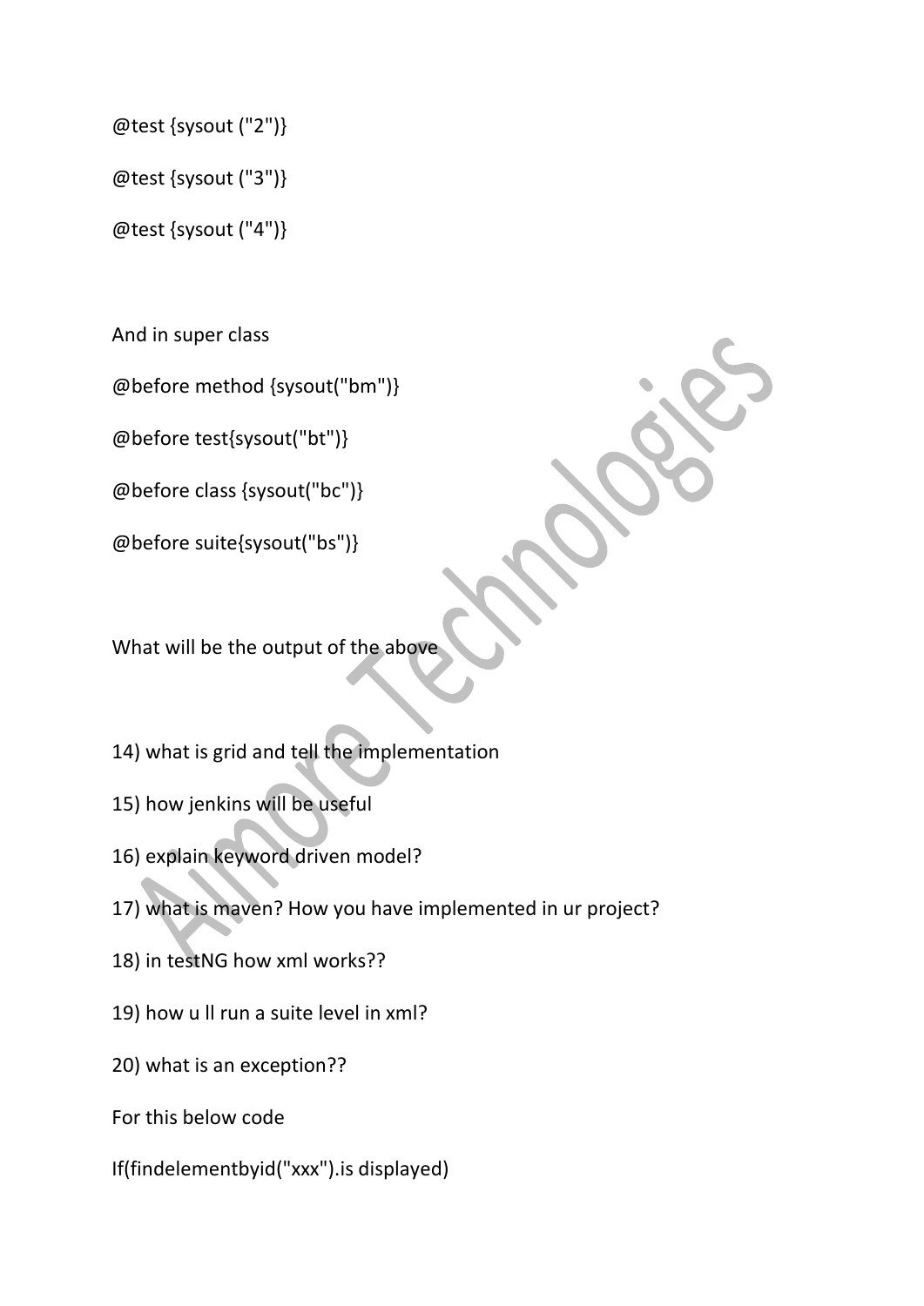@test {sysout ("2")}

@test {sysout ("3")}

@test {sysout ("4")}

And in super class

@before method {sysout("bm")}

@before test{sysout("bt")}

@before class {sysout("bc")}

@before suite{sysout("bs")}

What will be the output of the above

14) what is grid and tell the implementation

15) how jenkins will be useful

16) explain keyword driven model?

17) what is maven? How you have implemented in ur project?

18) in testNG how xml works??

19) how u ll run a suite level in xml?

20) what is an exception??

For this below code

If(findelementbyid("xxx").is displayed)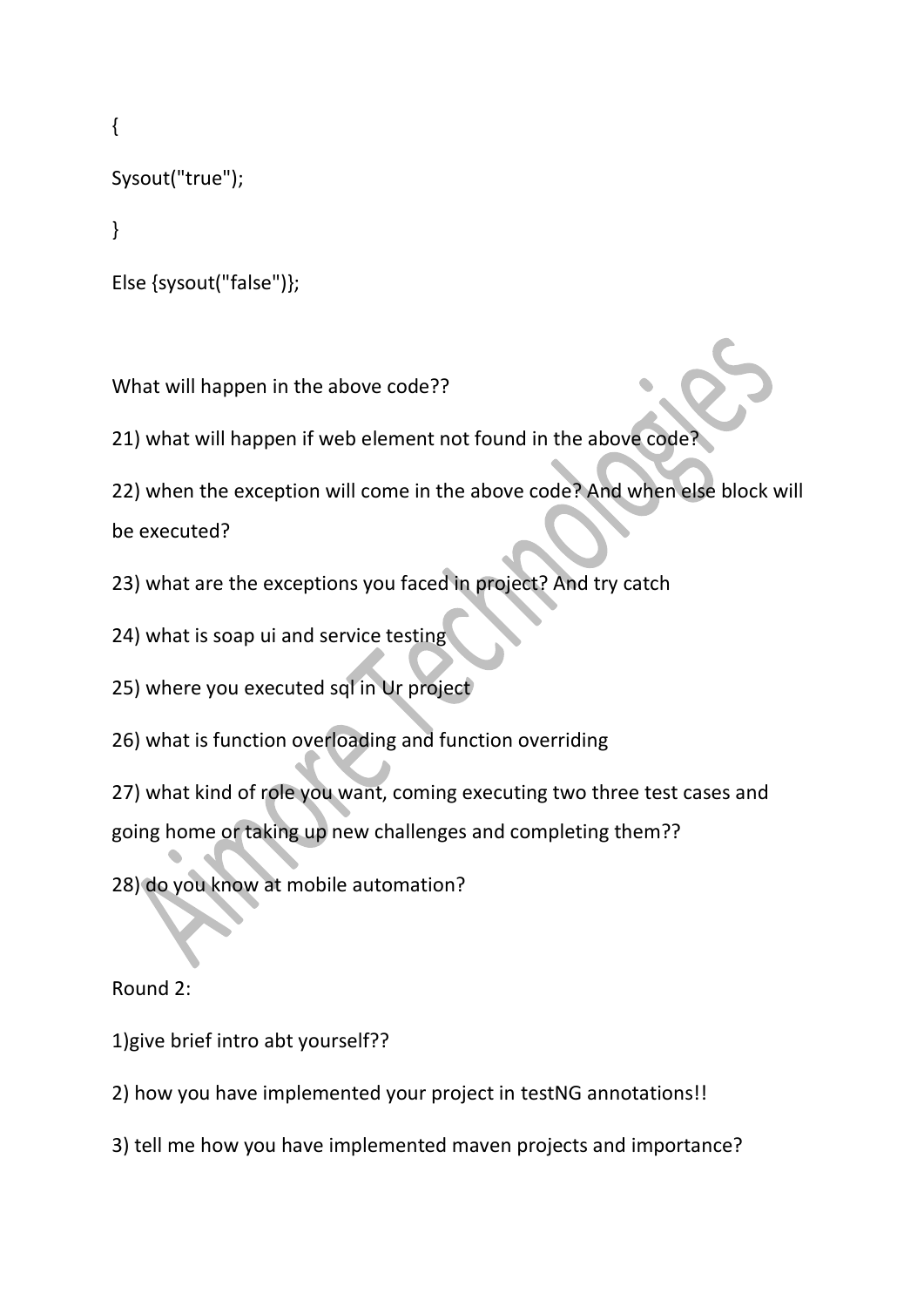```
{
Sysout("true");
}
Else {sysout("false")};
```

What will happen in the above code??

21) what will happen if web element not found in the above code?

22) when the exception will come in the above code? And when else block will be executed?

23) what are the exceptions you faced in project? And try catch

24) what is soap ui and service testing

25) where you executed sql in Ur project

26) what is function overloading and function overriding

27) what kind of role you want, coming executing two three test cases and going home or taking up new challenges and completing them??

28) do you know at mobile automation?

Round 2:

1)give brief intro abt yourself??

2) how you have implemented your project in testNG annotations!!

3) tell me how you have implemented maven projects and importance?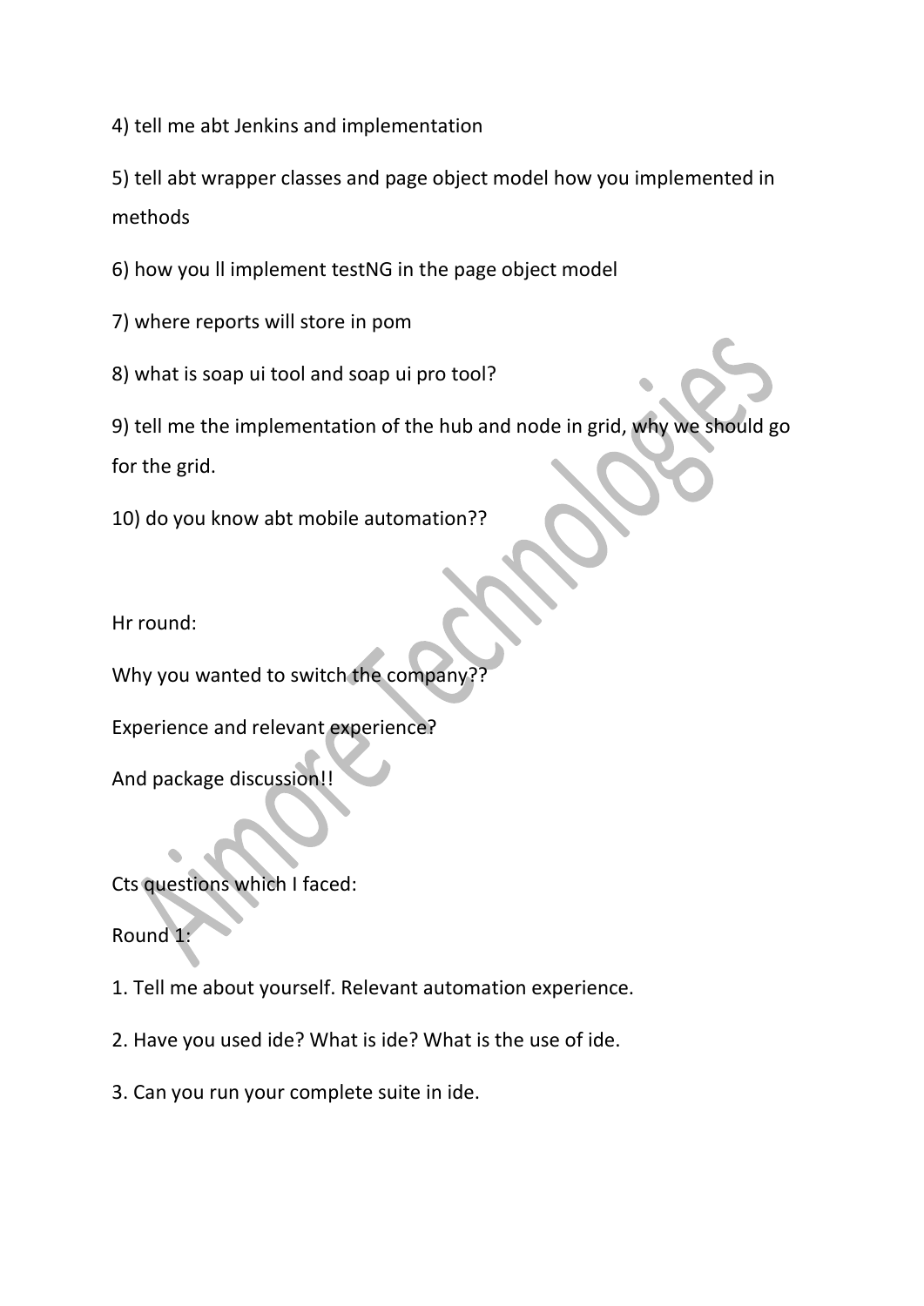4) tell me abt Jenkins and implementation

5) tell abt wrapper classes and page object model how you implemented in methods

6) how you ll implement testNG in the page object model

7) where reports will store in pom

8) what is soap ui tool and soap ui pro tool?

9) tell me the implementation of the hub and node in grid, why we should go for the grid.

10) do you know abt mobile automation??

Hr round:

Why you wanted to switch the company??

Experience and relevant experience?

And package discussion!!

Cts questions which I faced:

Round 1:

1. Tell me about yourself. Relevant automation experience.

2. Have you used ide? What is ide? What is the use of ide.

3. Can you run your complete suite in ide.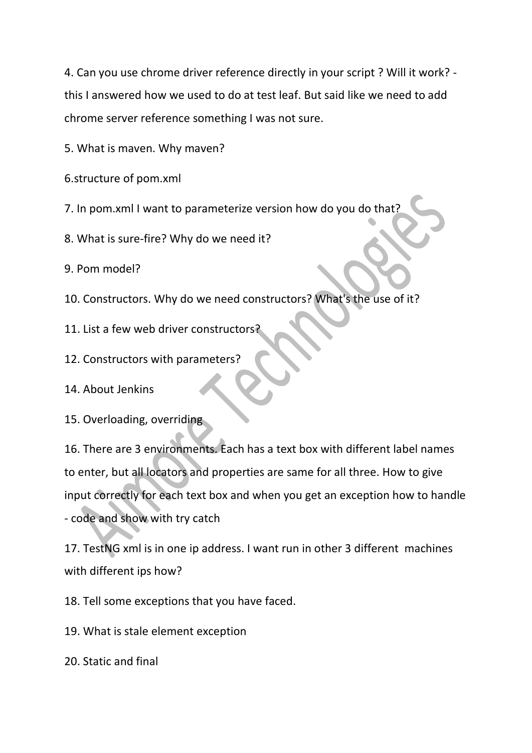4. Can you use chrome driver reference directly in your script ? Will it work? - this I answered how we used to do at test leaf. But said like we need to add chrome server reference something I was not sure.

5. What is maven. Why maven?

6.structure of pom.xml

7. In pom.xml I want to parameterize version how do you do that?

8. What is sure-fire? Why do we need it?

9. Pom model?

10. Constructors. Why do we need constructors? What's the use of it?

11. List a few web driver constructors?

12. Constructors with parameters?

14. About Jenkins

15. Overloading, overriding

16. There are 3 environments. Each has a text box with different label names to enter, but all locators and properties are same for all three. How to give input correctly for each text box and when you get an exception how to handle - code and show with try catch

17. TestNG xml is in one ip address. I want run in other 3 different machines with different ips how?

18. Tell some exceptions that you have faced.

19. What is stale element exception

20. Static and final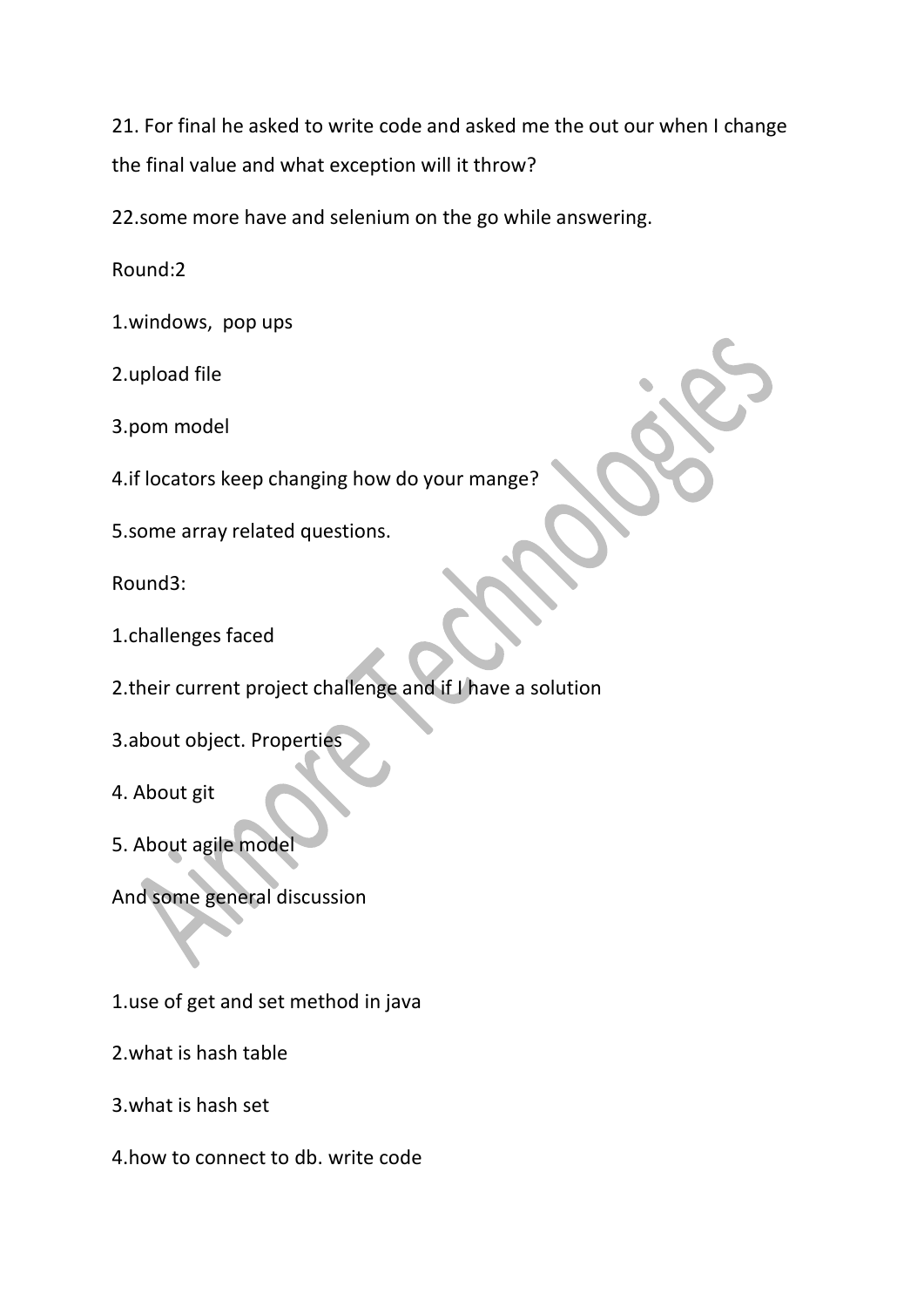21. For final he asked to write code and asked me the out our when I change the final value and what exception will it throw?

22.some more have and selenium on the go while answering.

Round:2

1.windows, pop ups

2.upload file

3.pom model

4.if locators keep changing how do your mange?

5.some array related questions.

Round3:

1.challenges faced

2.their current project challenge and if I have a solution

3.about object. Properties

4. About git

5. About agile model

And some general discussion

1.use of get and set method in java

2.what is hash table

3.what is hash set

4.how to connect to db. write code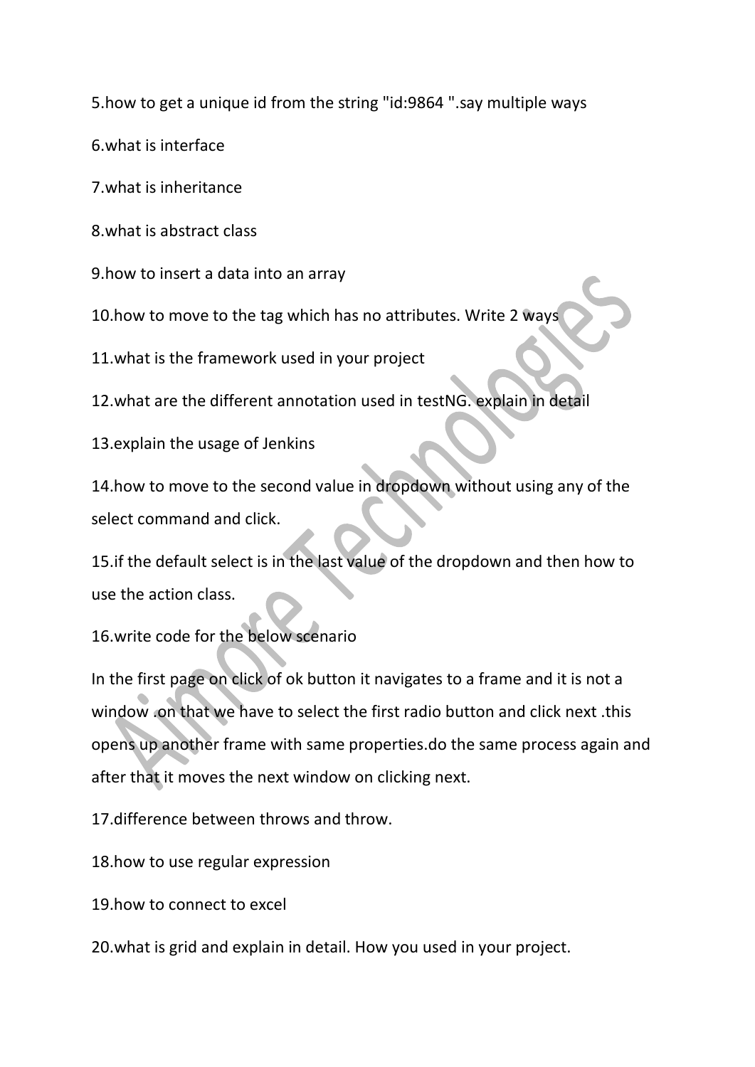5.how to get a unique id from the string "id:9864 ".say multiple ways

6.what is interface

7.what is inheritance

8.what is abstract class

9.how to insert a data into an array

10.how to move to the tag which has no attributes. Write 2 ways

11.what is the framework used in your project

12.what are the different annotation used in testNG. explain in detail

13.explain the usage of Jenkins

14.how to move to the second value in dropdown without using any of the select command and click.

15.if the default select is in the last value of the dropdown and then how to use the action class.

16.write code for the below scenario

In the first page on click of ok button it navigates to a frame and it is not a window .on that we have to select the first radio button and click next .this opens up another frame with same properties.do the same process again and after that it moves the next window on clicking next.

17.difference between throws and throw.

18.how to use regular expression

19.how to connect to excel

20.what is grid and explain in detail. How you used in your project.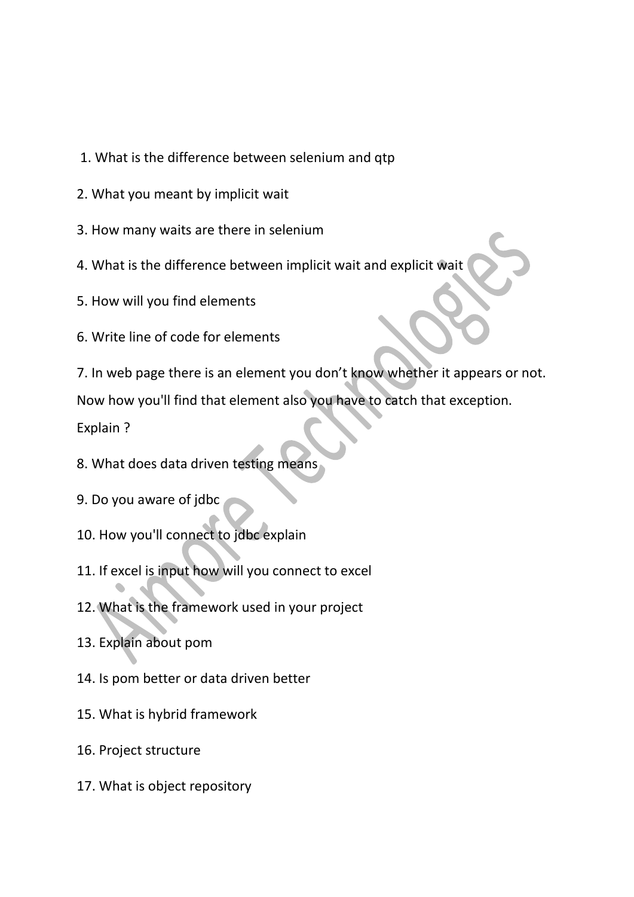1. What is the difference between selenium and qtp

2. What you meant by implicit wait

3. How many waits are there in selenium

4. What is the difference between implicit wait and explicit wait

5. How will you find elements

6. Write line of code for elements

7. In web page there is an element you don't know whether it appears or not. Now how you'll find that element also you have to catch that exception. Explain ?

8. What does data driven testing means

9. Do you aware of jdbc

10. How you'll connect to jdbc explain

11. If excel is input how will you connect to excel

12. What is the framework used in your project

13. Explain about pom

14. Is pom better or data driven better

15. What is hybrid framework

16. Project structure

17. What is object repository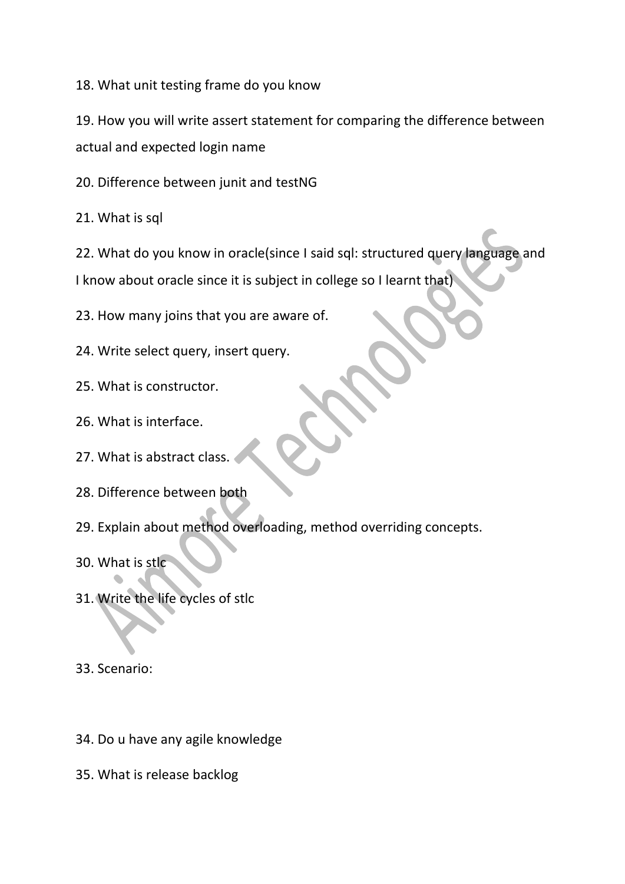18. What unit testing frame do you know

19. How you will write assert statement for comparing the difference between actual and expected login name

20. Difference between junit and testNG

21. What is sql

22. What do you know in oracle(since I said sql: structured query language and I know about oracle since it is subject in college so I learnt that)

23. How many joins that you are aware of.

24. Write select query, insert query.

25. What is constructor.

26. What is interface.

27. What is abstract class.

28. Difference between both

29. Explain about method overloading, method overriding concepts.

30. What is stlc

31. Write the life cycles of stlc

33. Scenario:

34. Do u have any agile knowledge

35. What is release backlog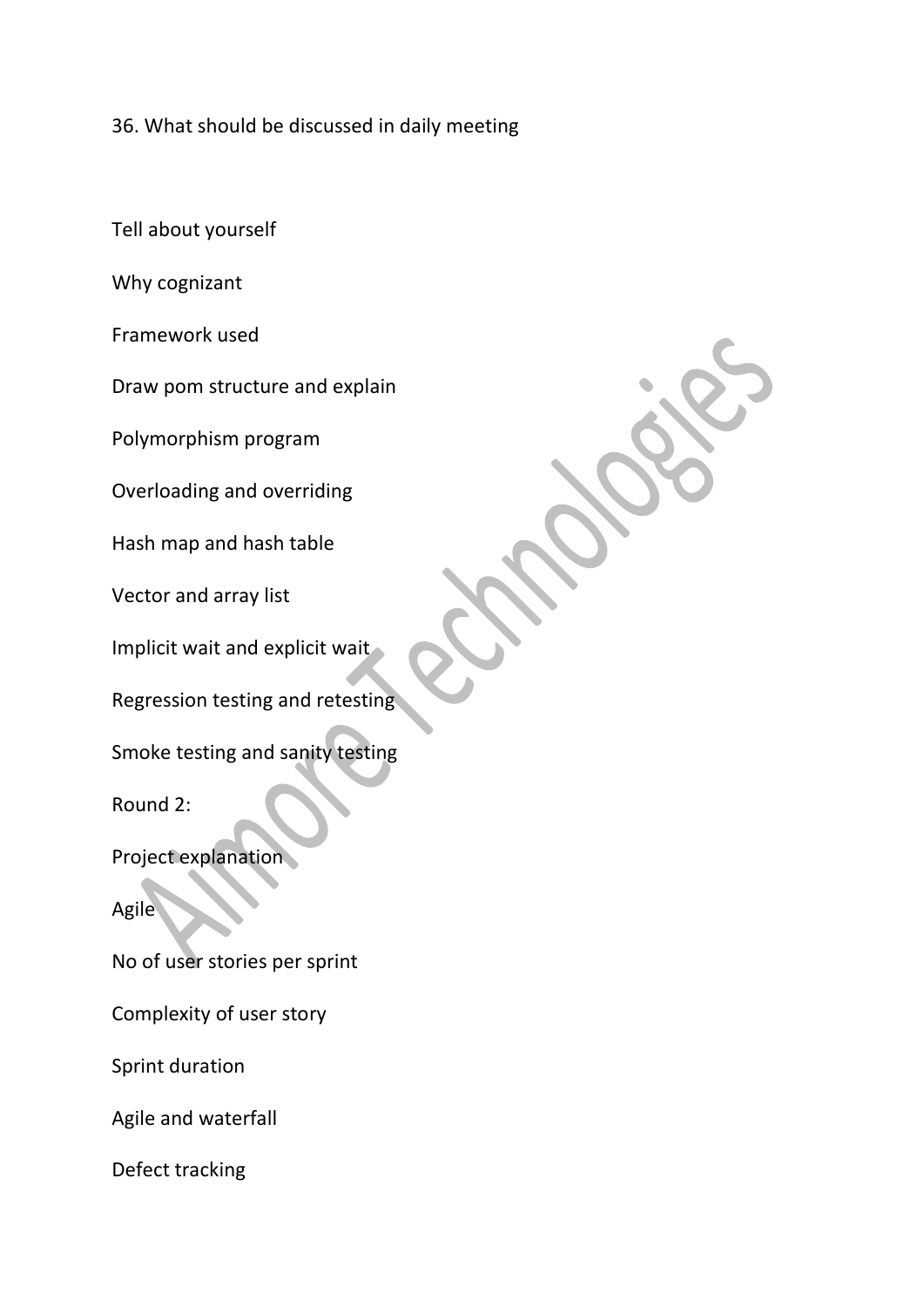36. What should be discussed in daily meeting

Tell about yourself

Why cognizant

Framework used

Draw pom structure and explain

Polymorphism program

Overloading and overriding

Hash map and hash table

Vector and array list

Implicit wait and explicit wait

Regression testing and retesting

Smoke testing and sanity testing

Round 2:

Project explanation

Agile

No of user stories per sprint

Complexity of user story

Sprint duration

Agile and waterfall

Defect tracking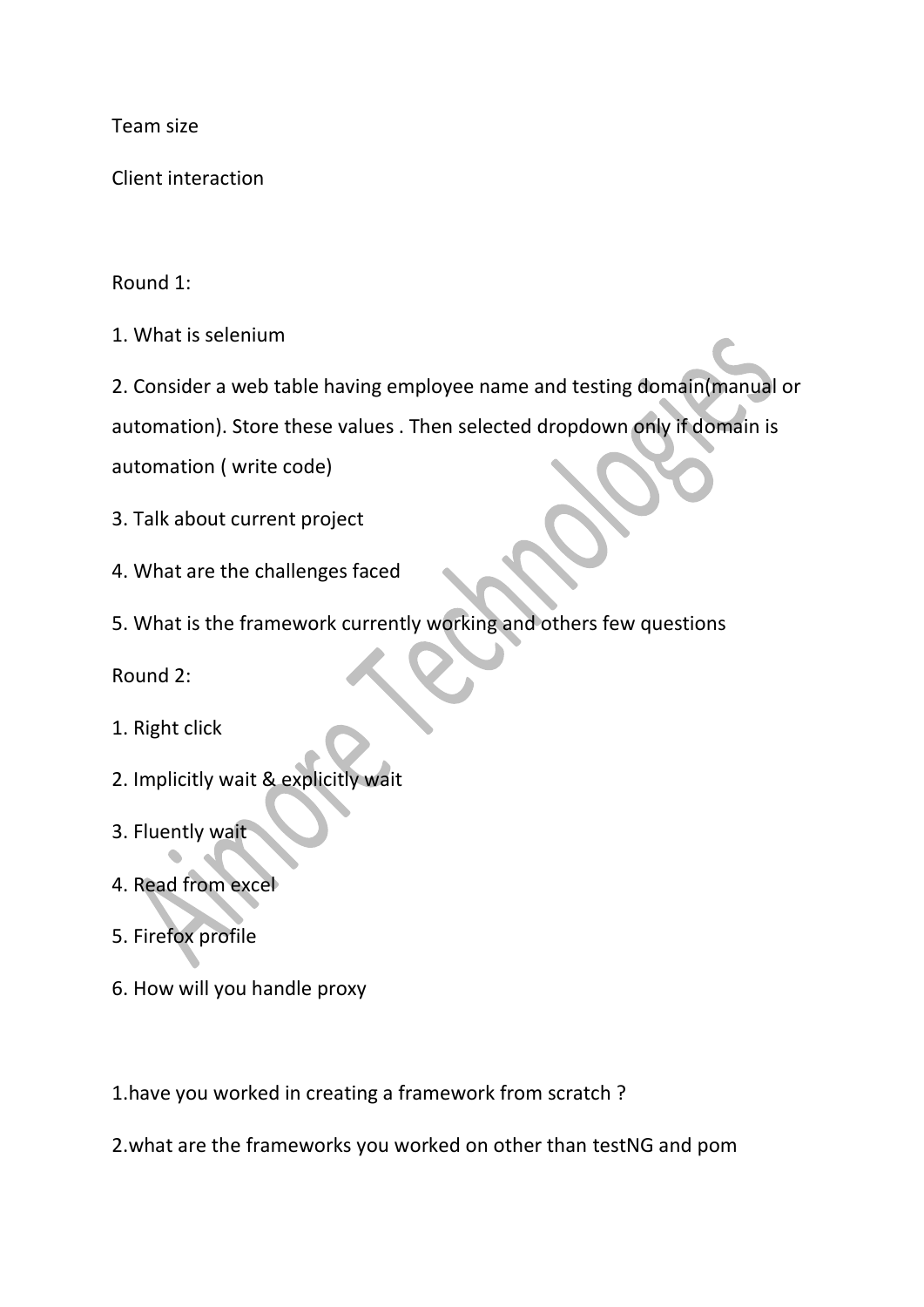Team size

Client interaction

Round 1:

1. What is selenium
2. Consider a web table having employee name and testing domain(manual or automation). Store these values . Then selected dropdown only if domain is automation ( write code)
3. Talk about current project
4. What are the challenges faced
5. What is the framework currently working and others few questions

Round 2:

1. Right click
2. Implicitly wait & explicitly wait
3. Fluently wait
4. Read from excel
5. Firefox profile
6. How will you handle proxy

1.have you worked in creating a framework from scratch ?

2.what are the frameworks you worked on other than testNG and pom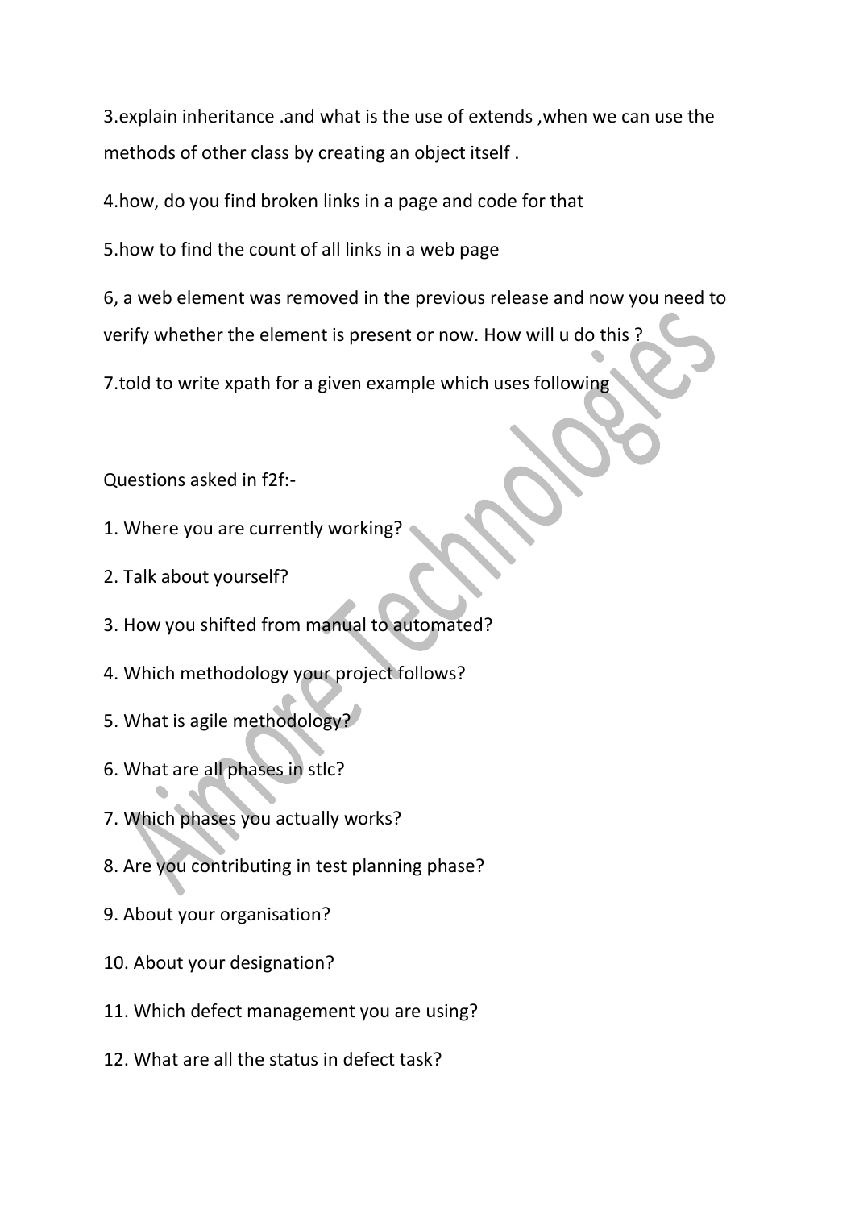3.explain inheritance .and what is the use of extends ,when we can use the methods of other class by creating an object itself .

4.how, do you find broken links in a page and code for that

5.how to find the count of all links in a web page

6, a web element was removed in the previous release and now you need to verify whether the element is present or now. How will u do this ?

7.told to write xpath for a given example which uses following

Questions asked in f2f:-

1. Where you are currently working?
2. Talk about yourself?
3. How you shifted from manual to automated?
4. Which methodology your project follows?
5. What is agile methodology?
6. What are all phases in stlc?
7. Which phases you actually works?
8. Are you contributing in test planning phase?
9. About your organisation?
10. About your designation?
11. Which defect management you are using?
12. What are all the status in defect task?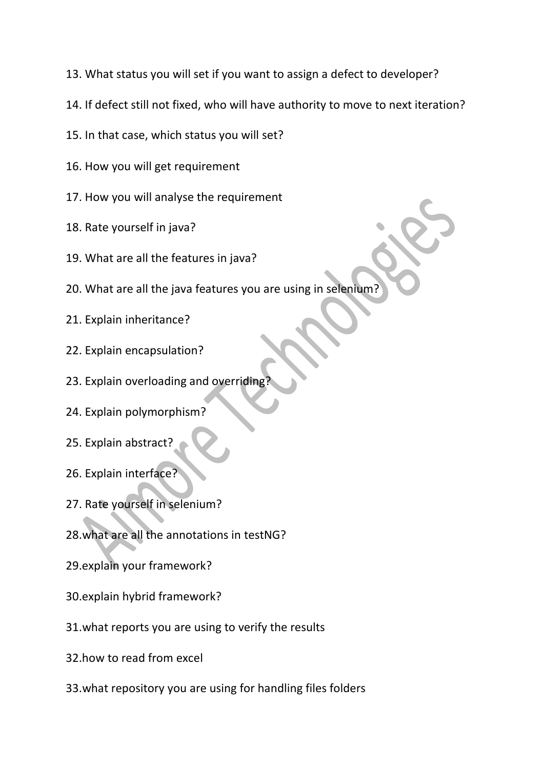13. What status you will set if you want to assign a defect to developer?
14. If defect still not fixed, who will have authority to move to next iteration?
15. In that case, which status you will set?
16. How you will get requirement
17. How you will analyse the requirement
18. Rate yourself in java?
19. What are all the features in java?
20. What are all the java features you are using in selenium?
21. Explain inheritance?
22. Explain encapsulation?
23. Explain overloading and overriding?
24. Explain polymorphism?
25. Explain abstract?
26. Explain interface?
27. Rate yourself in selenium?
28.what are all the annotations in testNG?
29.explain your framework?
30.explain hybrid framework?
31.what reports you are using to verify the results
32.how to read from excel
33.what repository you are using for handling files folders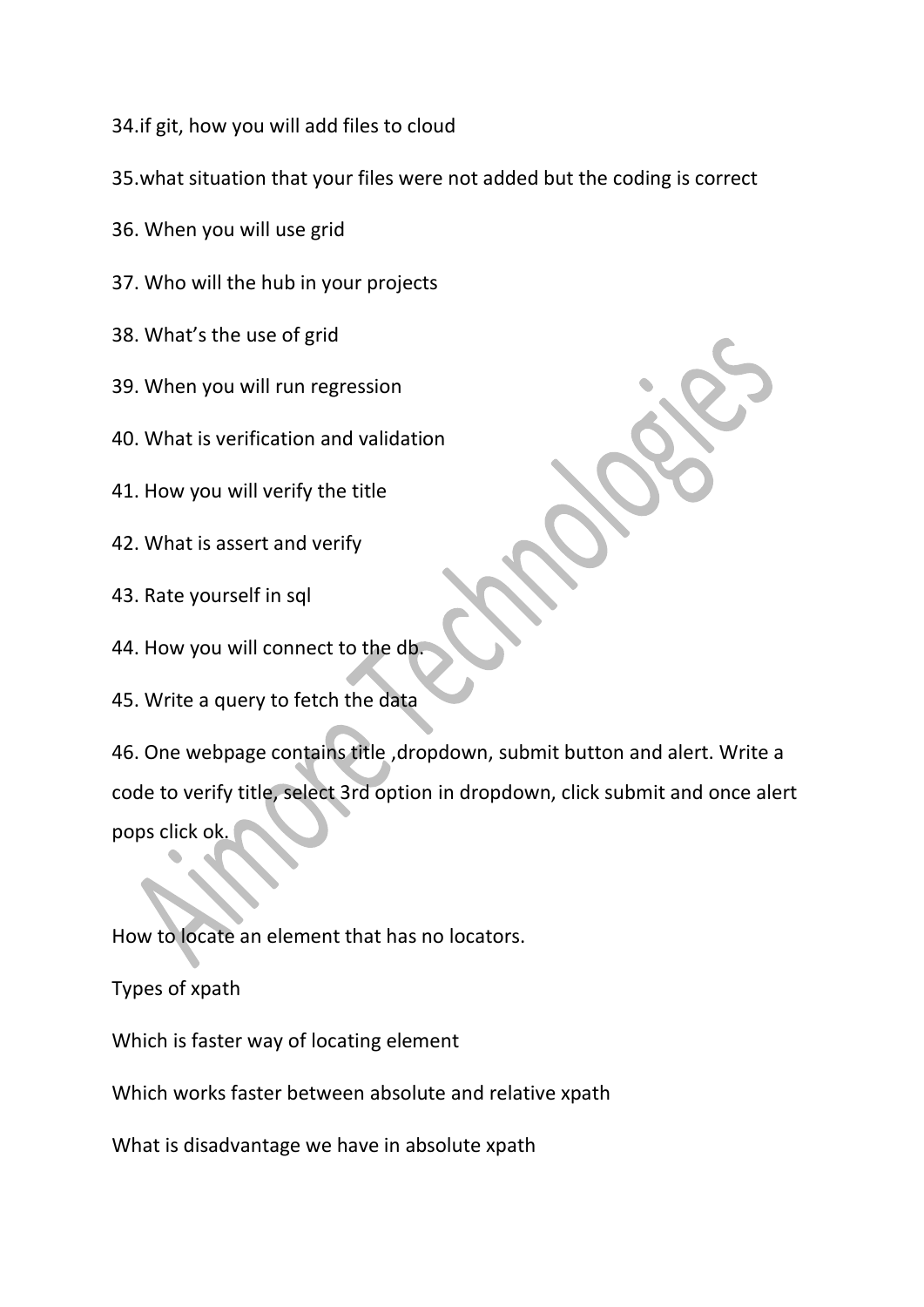34.if git, how you will add files to cloud

35.what situation that your files were not added but the coding is correct

36. When you will use grid

37. Who will the hub in your projects

38. What's the use of grid

39. When you will run regression

40. What is verification and validation

41. How you will verify the title

42. What is assert and verify

43. Rate yourself in sql

44. How you will connect to the db.

45. Write a query to fetch the data

46. One webpage contains title ,dropdown, submit button and alert. Write a code to verify title, select 3rd option in dropdown, click submit and once alert pops click ok.

How to locate an element that has no locators.

Types of xpath

Which is faster way of locating element

Which works faster between absolute and relative xpath

What is disadvantage we have in absolute xpath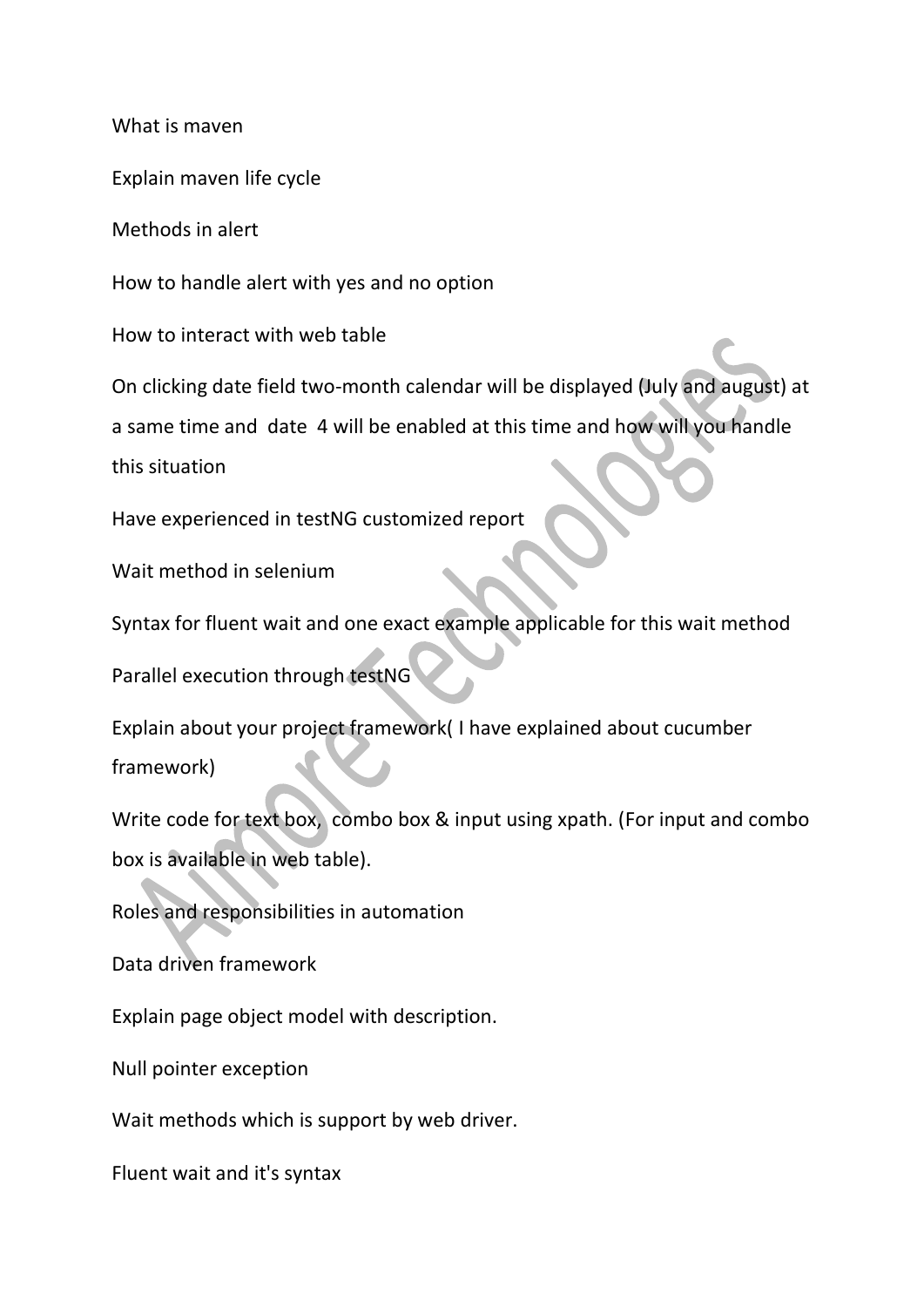What is maven

Explain maven life cycle

Methods in alert

How to handle alert with yes and no option

How to interact with web table

On clicking date field two-month calendar will be displayed (July and august) at a same time and date 4 will be enabled at this time and how will you handle this situation

Have experienced in testNG customized report

Wait method in selenium

Syntax for fluent wait and one exact example applicable for this wait method

Parallel execution through testNG

Explain about your project framework( I have explained about cucumber framework)

Write code for text box, combo box & input using xpath. (For input and combo box is available in web table).

Roles and responsibilities in automation

Data driven framework

Explain page object model with description.

Null pointer exception

Wait methods which is support by web driver.

Fluent wait and it's syntax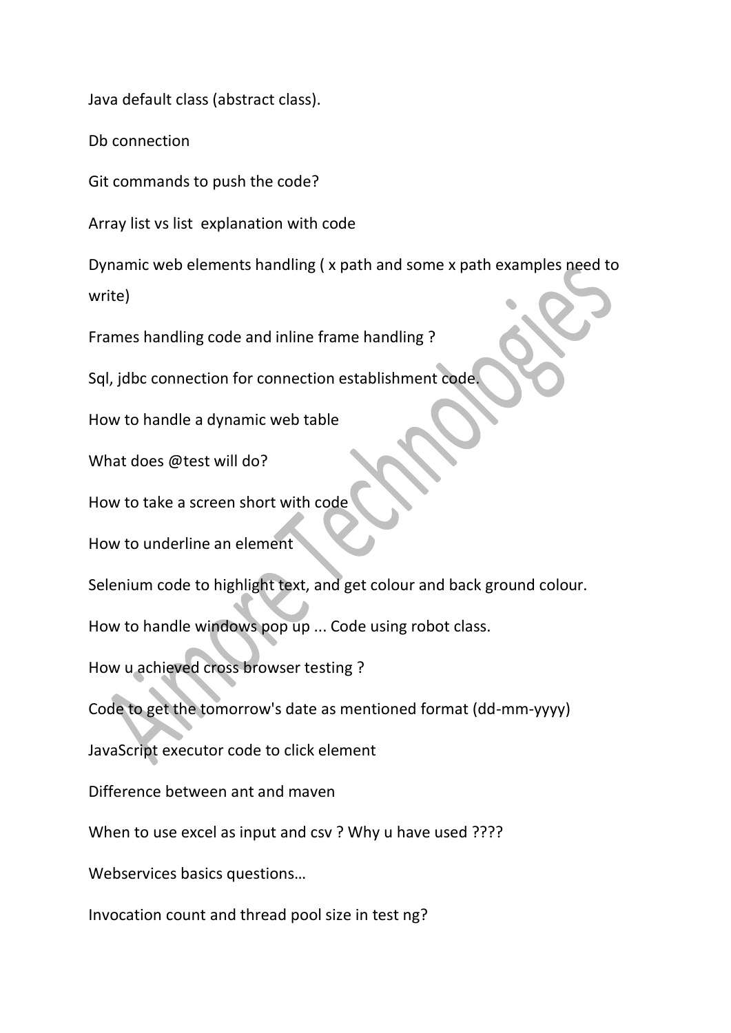Java default class (abstract class).

Db connection

Git commands to push the code?

Array list vs list  explanation with code

Dynamic web elements handling ( x path and some x path examples need to write)

Frames handling code and inline frame handling ?

Sql, jdbc connection for connection establishment code.

How to handle a dynamic web table

What does @test will do?

How to take a screen short with code

How to underline an element

Selenium code to highlight text, and get colour and back ground colour.

How to handle windows pop up ... Code using robot class.

How u achieved cross browser testing ?

Code to get the tomorrow's date as mentioned format (dd-mm-yyyy)

JavaScript executor code to click element

Difference between ant and maven

When to use excel as input and csv ? Why u have used ????

Webservices basics questions…

Invocation count and thread pool size in test ng?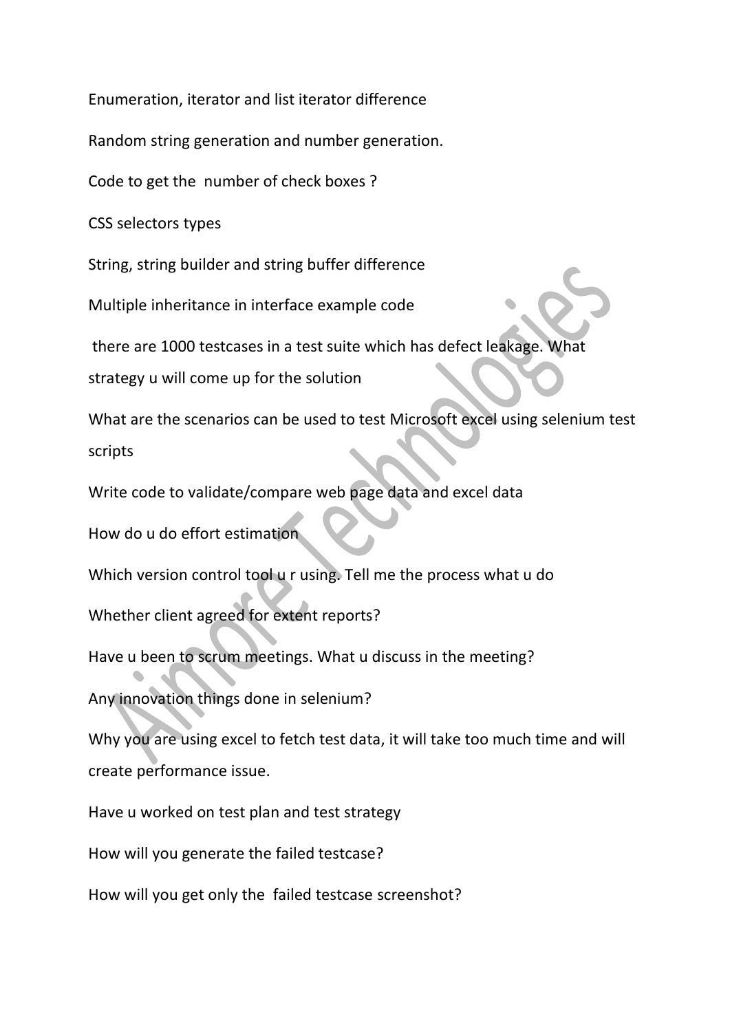Enumeration, iterator and list iterator difference

Random string generation and number generation.

Code to get the  number of check boxes ?

CSS selectors types

String, string builder and string buffer difference

Multiple inheritance in interface example code

there are 1000 testcases in a test suite which has defect leakage. What strategy u will come up for the solution

What are the scenarios can be used to test Microsoft excel using selenium test scripts

Write code to validate/compare web page data and excel data

How do u do effort estimation

Which version control tool u r using. Tell me the process what u do

Whether client agreed for extent reports?

Have u been to scrum meetings. What u discuss in the meeting?

Any innovation things done in selenium?

Why you are using excel to fetch test data, it will take too much time and will create performance issue.

Have u worked on test plan and test strategy

How will you generate the failed testcase?

How will you get only the  failed testcase screenshot?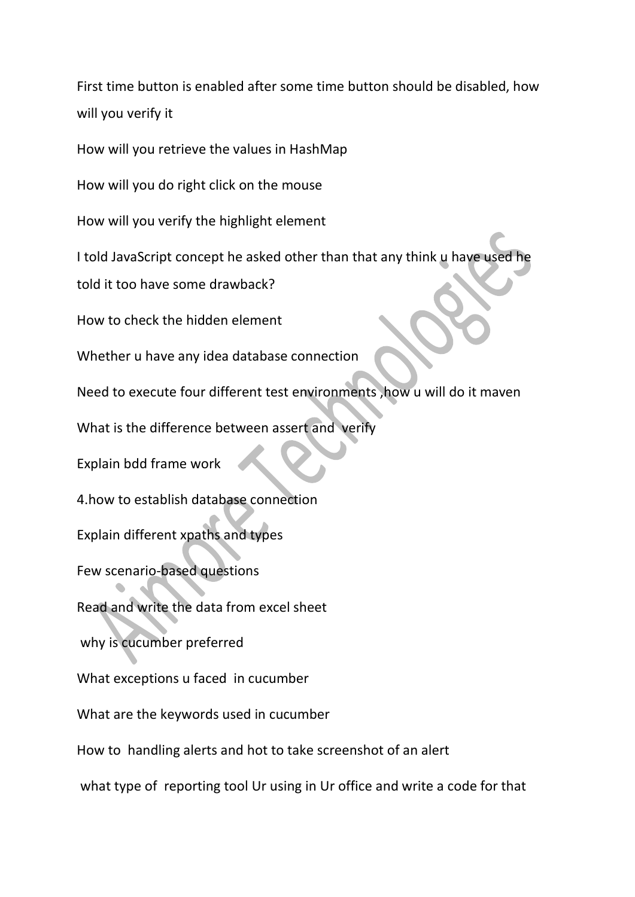First time button is enabled after some time button should be disabled, how will you verify it

How will you retrieve the values in HashMap

How will you do right click on the mouse

How will you verify the highlight element

I told JavaScript concept he asked other than that any think u have used he told it too have some drawback?

How to check the hidden element

Whether u have any idea database connection

Need to execute four different test environments ,how u will do it maven

What is the difference between assert and verify

Explain bdd frame work

4.how to establish database connection

Explain different xpaths and types

Few scenario-based questions

Read and write the data from excel sheet

why is cucumber preferred

What exceptions u faced in cucumber

What are the keywords used in cucumber

How to handling alerts and hot to take screenshot of an alert

what type of reporting tool Ur using in Ur office and write a code for that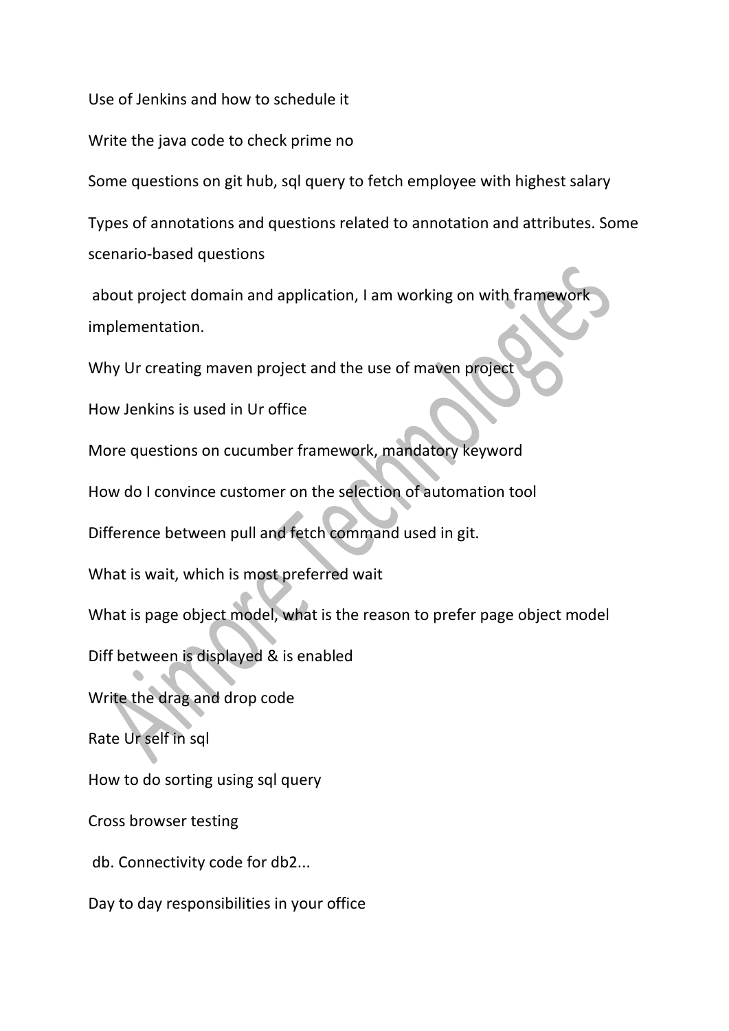Use of Jenkins and how to schedule it

Write the java code to check prime no

Some questions on git hub, sql query to fetch employee with highest salary

Types of annotations and questions related to annotation and attributes. Some scenario-based questions

about project domain and application, I am working on with framework implementation.

Why Ur creating maven project and the use of maven project

How Jenkins is used in Ur office

More questions on cucumber framework, mandatory keyword

How do I convince customer on the selection of automation tool

Difference between pull and fetch command used in git.

What is wait, which is most preferred wait

What is page object model, what is the reason to prefer page object model

Diff between is displayed & is enabled

Write the drag and drop code

Rate Ur self in sql

How to do sorting using sql query

Cross browser testing

db. Connectivity code for db2...

Day to day responsibilities in your office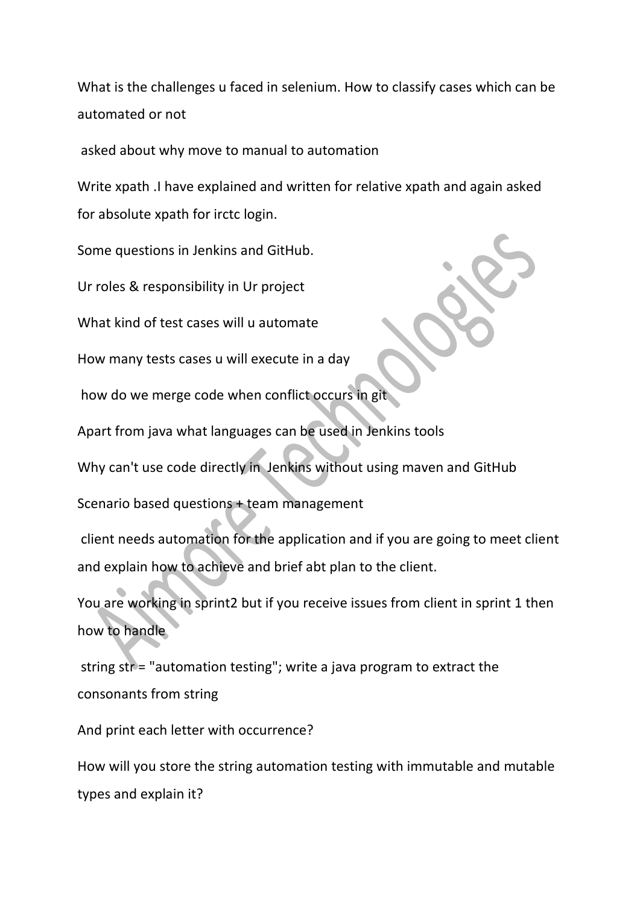What is the challenges u faced in selenium. How to classify cases which can be automated or not

asked about why move to manual to automation

Write xpath .I have explained and written for relative xpath and again asked for absolute xpath for irctc login.

Some questions in Jenkins and GitHub.

Ur roles & responsibility in Ur project

What kind of test cases will u automate

How many tests cases u will execute in a day

how do we merge code when conflict occurs in git

Apart from java what languages can be used in Jenkins tools

Why can't use code directly in Jenkins without using maven and GitHub

Scenario based questions + team management

client needs automation for the application and if you are going to meet client and explain how to achieve and brief abt plan to the client.

You are working in sprint2 but if you receive issues from client in sprint 1 then how to handle

string str = "automation testing"; write a java program to extract the consonants from string

And print each letter with occurrence?

How will you store the string automation testing with immutable and mutable types and explain it?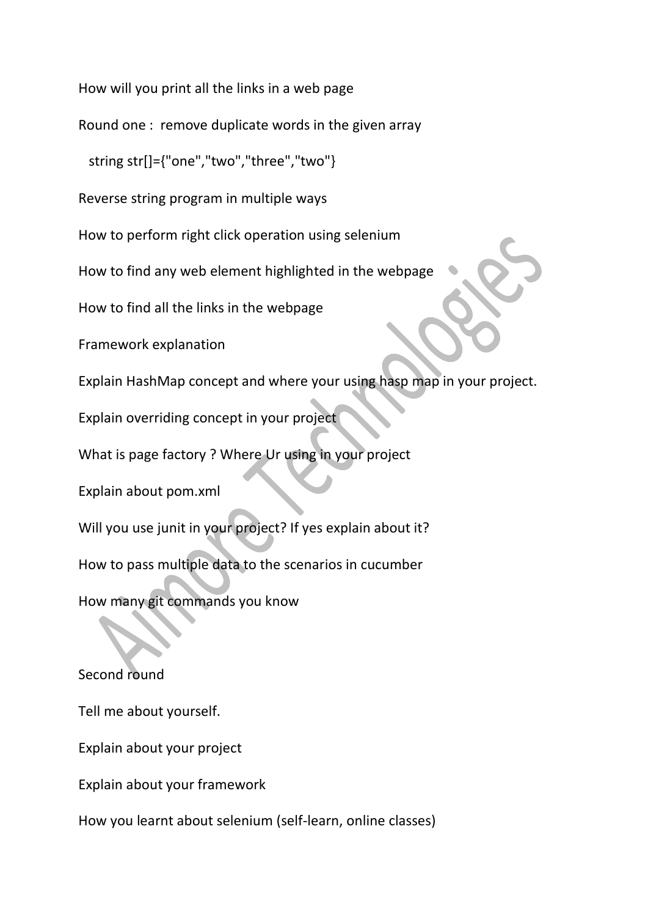How will you print all the links in a web page

Round one : remove duplicate words in the given array

```
string str[]={"one","two","three","two"}
```

Reverse string program in multiple ways

How to perform right click operation using selenium

How to find any web element highlighted in the webpage

How to find all the links in the webpage

Framework explanation

Explain HashMap concept and where your using hasp map in your project.

Explain overriding concept in your project

What is page factory ? Where Ur using in your project

Explain about pom.xml

Will you use junit in your project? If yes explain about it?

How to pass multiple data to the scenarios in cucumber

How many git commands you know

Second round

Tell me about yourself.

Explain about your project

Explain about your framework

How you learnt about selenium (self-learn, online classes)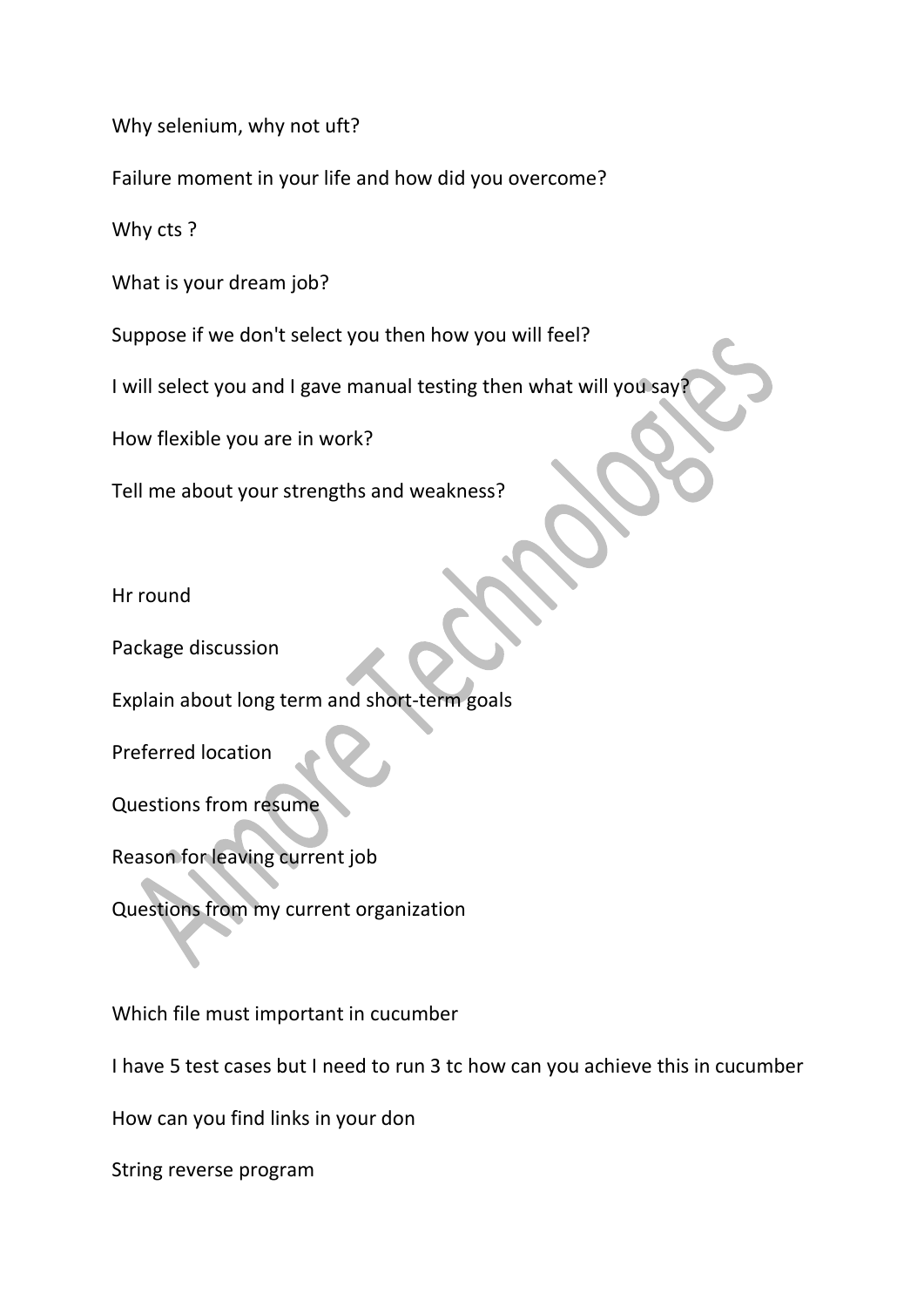Why selenium, why not uft?

Failure moment in your life and how did you overcome?

Why cts ?

What is your dream job?

Suppose if we don't select you then how you will feel?

I will select you and I gave manual testing then what will you say?

How flexible you are in work?

Tell me about your strengths and weakness?

Hr round

Package discussion

Explain about long term and short-term goals

Preferred location

Questions from resume

Reason for leaving current job

Questions from my current organization

Which file must important in cucumber

I have 5 test cases but I need to run 3 tc how can you achieve this in cucumber

How can you find links in your don

String reverse program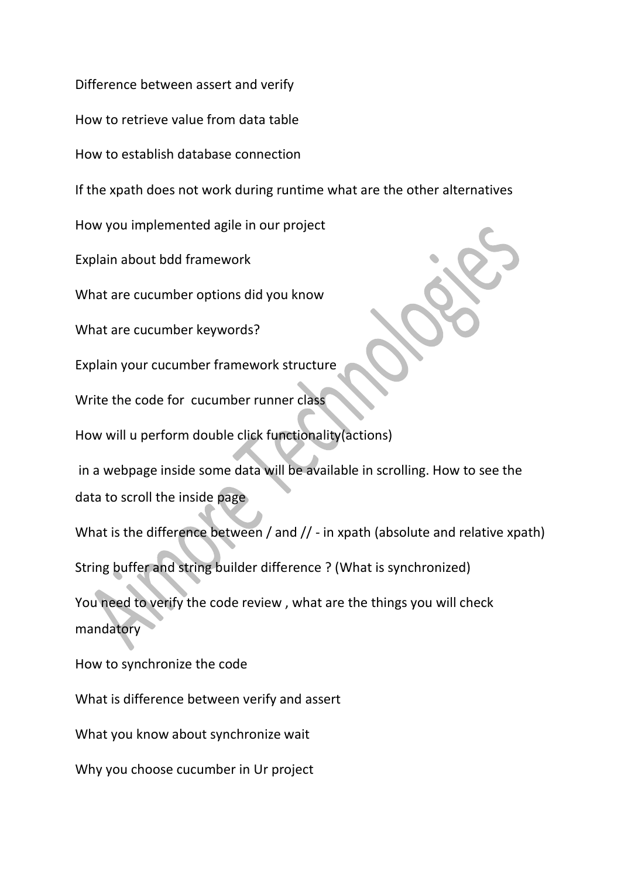Difference between assert and verify

How to retrieve value from data table

How to establish database connection

If the xpath does not work during runtime what are the other alternatives

How you implemented agile in our project

Explain about bdd framework

What are cucumber options did you know

What are cucumber keywords?

Explain your cucumber framework structure

Write the code for  cucumber runner class

How will u perform double click functionality(actions)

in a webpage inside some data will be available in scrolling. How to see the data to scroll the inside page

What is the difference between / and // - in xpath (absolute and relative xpath)

String buffer and string builder difference ? (What is synchronized)

You need to verify the code review , what are the things you will check mandatory

How to synchronize the code

What is difference between verify and assert

What you know about synchronize wait

Why you choose cucumber in Ur project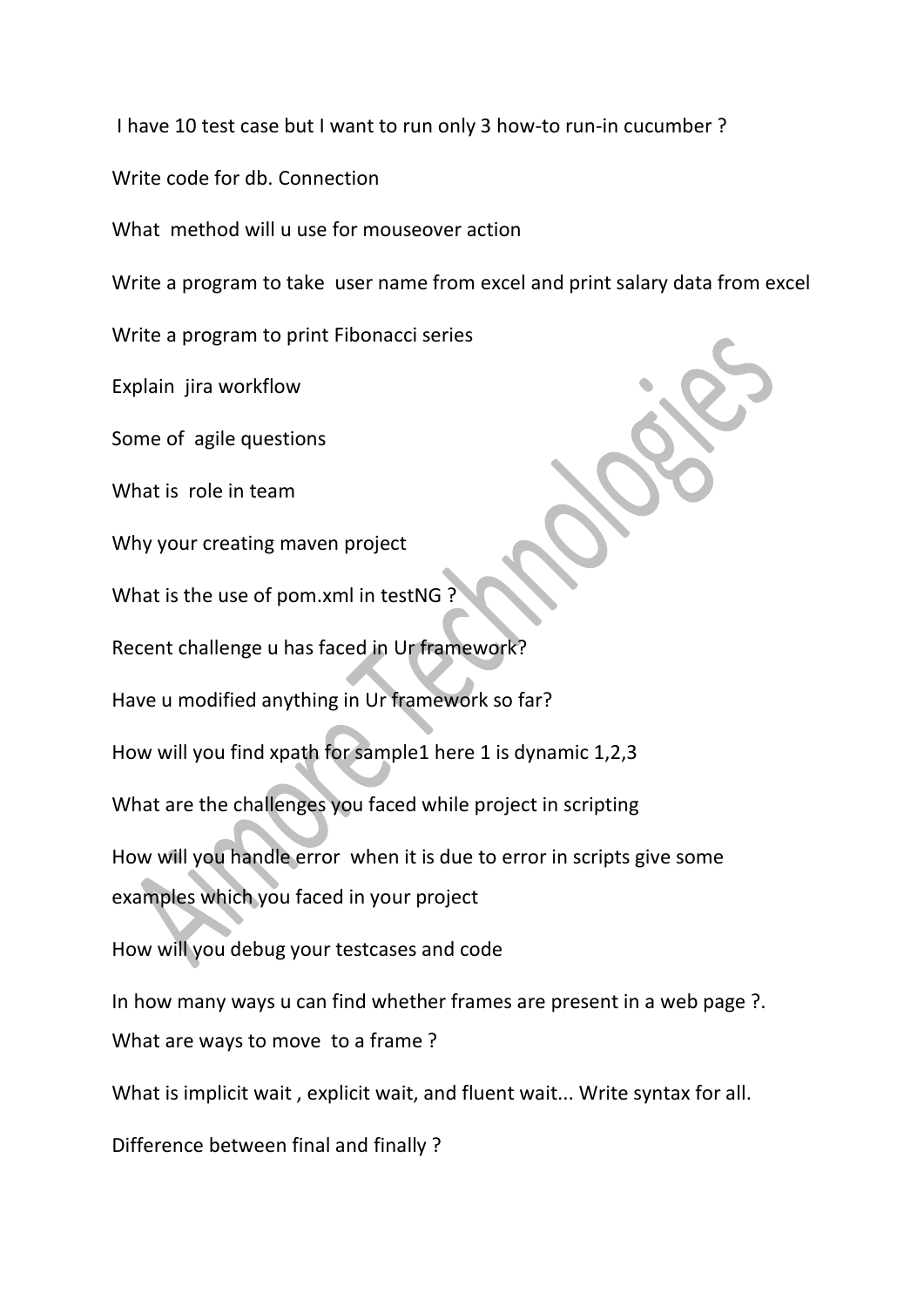I have 10 test case but I want to run only 3 how-to run-in cucumber ?

Write code for db. Connection

What method will u use for mouseover action

Write a program to take user name from excel and print salary data from excel

Write a program to print Fibonacci series

Explain jira workflow

Some of agile questions

What is role in team

Why your creating maven project

What is the use of pom.xml in testNG ?

Recent challenge u has faced in Ur framework?

Have u modified anything in Ur framework so far?

How will you find xpath for sample1 here 1 is dynamic 1,2,3

What are the challenges you faced while project in scripting

How will you handle error when it is due to error in scripts give some examples which you faced in your project

How will you debug your testcases and code

In how many ways u can find whether frames are present in a web page ?. What are ways to move to a frame ?

What is implicit wait , explicit wait, and fluent wait... Write syntax for all.

Difference between final and finally ?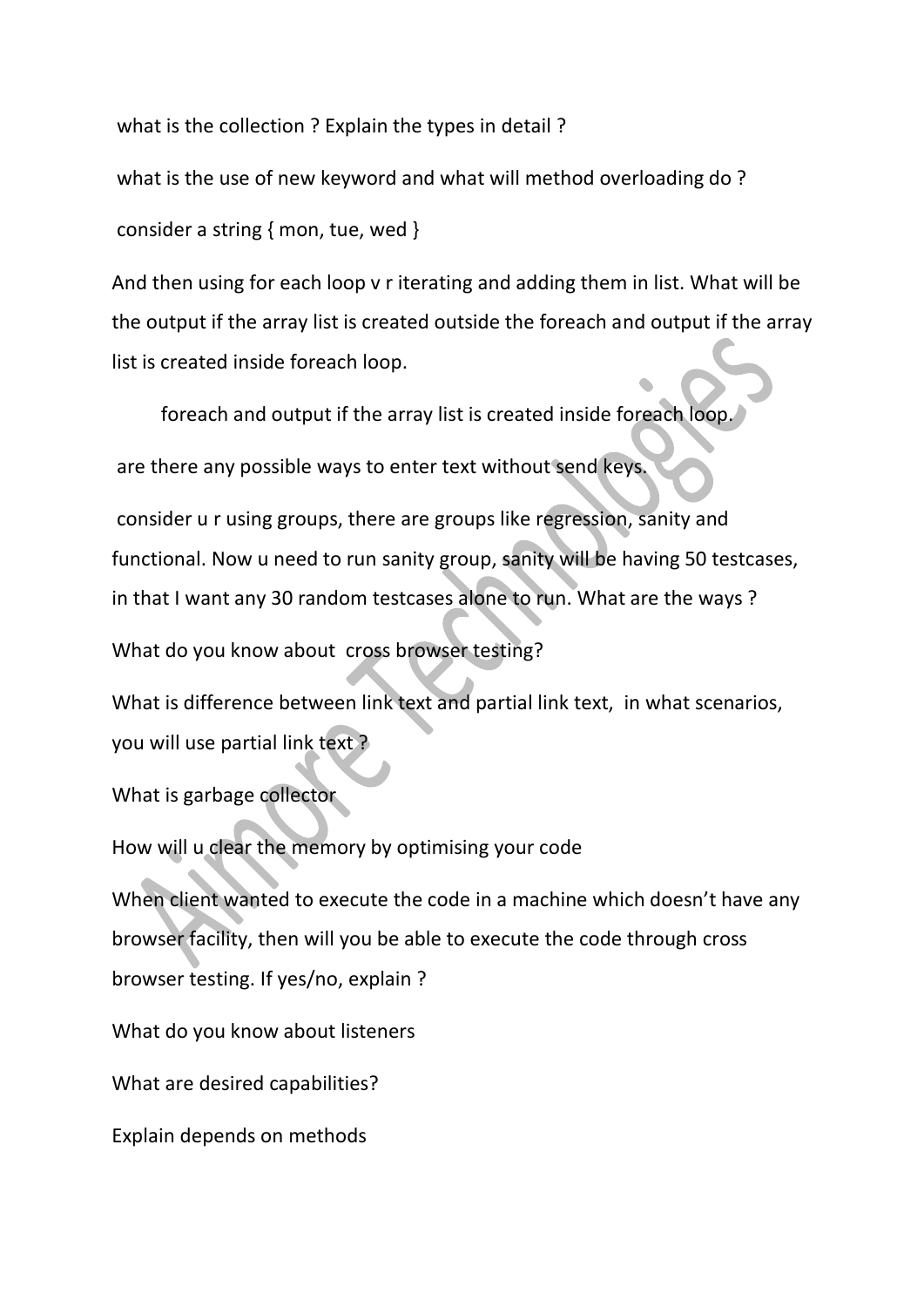what is the collection ? Explain the types in detail ?

what is the use of new keyword and what will method overloading do ?

consider a string { mon, tue, wed }

And then using for each loop v r iterating and adding them in list. What will be the output if the array list is created outside the foreach and output if the array list is created inside foreach loop.

foreach and output if the array list is created inside foreach loop.

are there any possible ways to enter text without send keys.

consider u r using groups, there are groups like regression, sanity and functional. Now u need to run sanity group, sanity will be having 50 testcases, in that I want any 30 random testcases alone to run. What are the ways ?

What do you know about cross browser testing?

What is difference between link text and partial link text, in what scenarios, you will use partial link text ?

What is garbage collector

How will u clear the memory by optimising your code

When client wanted to execute the code in a machine which doesn't have any browser facility, then will you be able to execute the code through cross browser testing. If yes/no, explain ?

What do you know about listeners

What are desired capabilities?

Explain depends on methods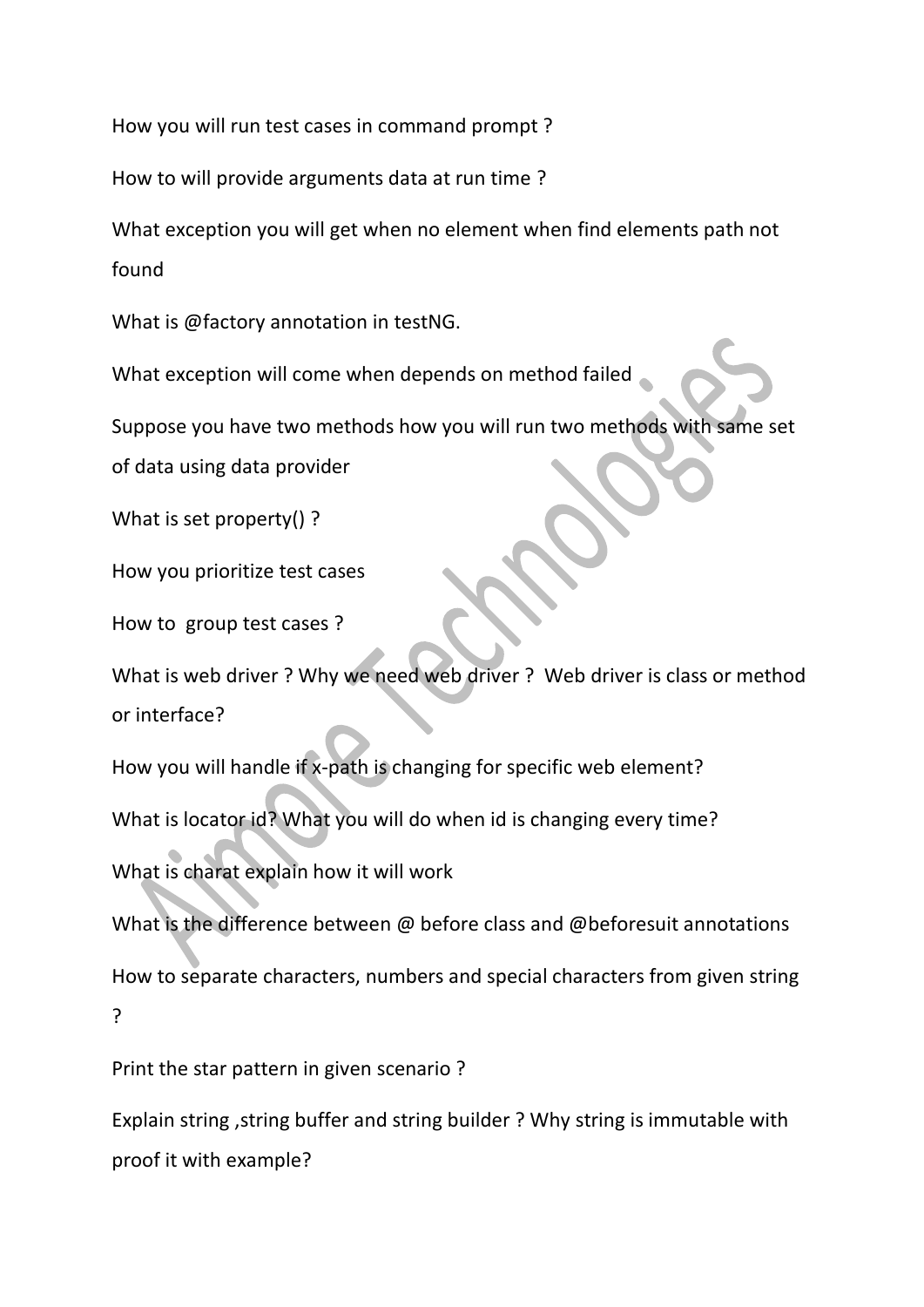How you will run test cases in command prompt ?

How to will provide arguments data at run time ?

What exception you will get when no element when find elements path not found

What is @factory annotation in testNG.

What exception will come when depends on method failed

Suppose you have two methods how you will run two methods with same set of data using data provider

What is set property() ?

How you prioritize test cases

How to group test cases ?

What is web driver ? Why we need web driver ? Web driver is class or method or interface?

How you will handle if x-path is changing for specific web element?

What is locator id? What you will do when id is changing every time?

What is charat explain how it will work

What is the difference between @ before class and @beforesuit annotations

How to separate characters, numbers and special characters from given string ?

Print the star pattern in given scenario ?

Explain string ,string buffer and string builder ? Why string is immutable with proof it with example?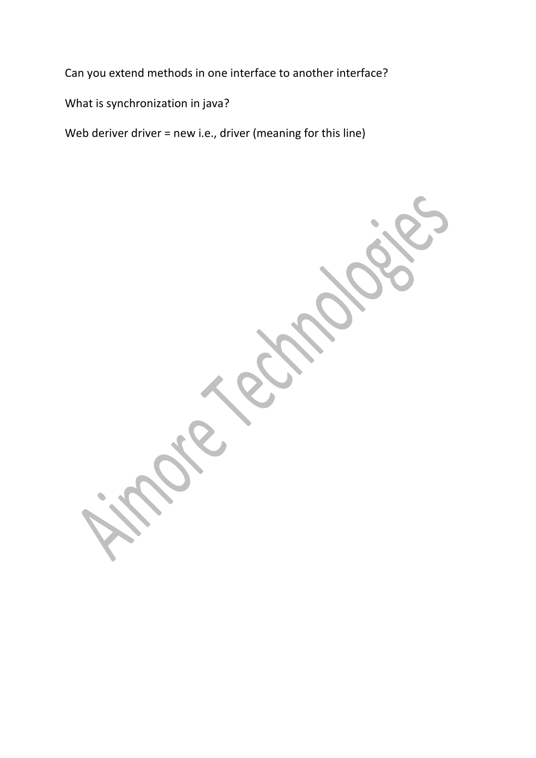Can you extend methods in one interface to another interface?

What is synchronization in java?

Web deriver driver = new i.e., driver (meaning for this line)